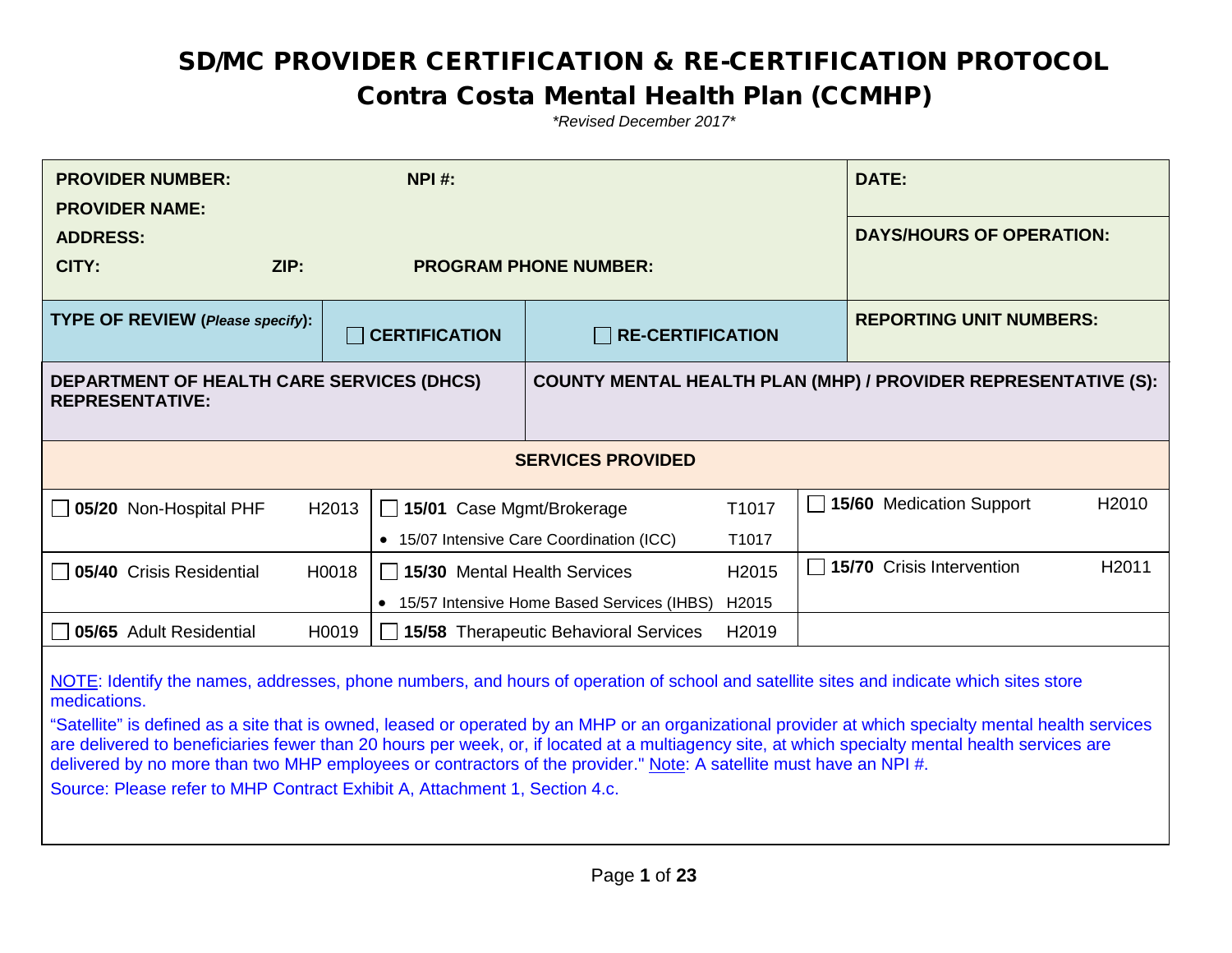# SD/MC PROVIDER CERTIFICATION & RE-CERTIFICATION PROTOCOL

## Contra Costa Mental Health Plan (CCMHP)

*\*Revised December 2017\**

| | | |
|---|---|---|
| **PROVIDER NUMBER:** **NPI #:** | | **DATE:** |
| **PROVIDER NAME:** | | **DAYS/HOURS OF OPERATION:** |
| **ADDRESS:** | | |
| **CITY:** **ZIP:** **PROGRAM PHONE NUMBER:** | | |
| **TYPE OF REVIEW (*Please specify*):** | ☐ **CERTIFICATION** ☐ **RE-CERTIFICATION** | **REPORTING UNIT NUMBERS:** |
| **DEPARTMENT OF HEALTH CARE SERVICES (DHCS) REPRESENTATIVE:** | **COUNTY MENTAL HEALTH PLAN (MHP) / PROVIDER REPRESENTATIVE (S):** | |

**SERVICES PROVIDED**

| | | |
|---|---|---|
| ☐ **05/20** Non-Hospital PHF H2013 | ☐ **15/01** Case Mgmt/Brokerage T1017<br>• 15/07 Intensive Care Coordination (ICC) T1017 | ☐ **15/60** Medication Support H2010 |
| ☐ **05/40** Crisis Residential H0018 | ☐ **15/30** Mental Health Services H2015<br>• 15/57 Intensive Home Based Services (IHBS) H2015 | ☐ **15/70** Crisis Intervention H2011 |
| ☐ **05/65** Adult Residential H0019 | ☐ **15/58** Therapeutic Behavioral Services H2019 | |

<u>NOTE</u>: Identify the names, addresses, phone numbers, and hours of operation of school and satellite sites and indicate which sites store medications.

"Satellite" is defined as a site that is owned, leased or operated by an MHP or an organizational provider at which specialty mental health services are delivered to beneficiaries fewer than 20 hours per week, or, if located at a multiagency site, at which specialty mental health services are delivered by no more than two MHP employees or contractors of the provider." <u>Note</u>: A satellite must have an NPI #.

Source: Please refer to MHP Contract Exhibit A, Attachment 1, Section 4.c.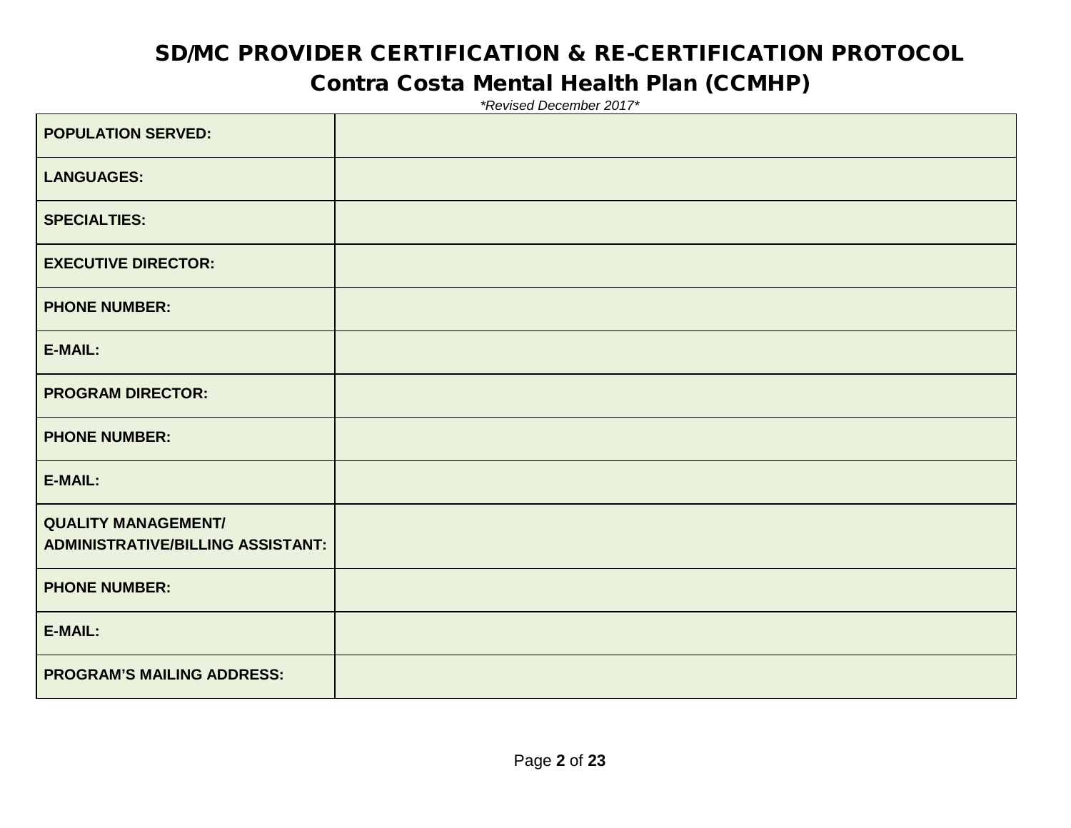# SD/MC PROVIDER CERTIFICATION & RE-CERTIFICATION PROTOCOL

## Contra Costa Mental Health Plan (CCMHP)

*\*Revised December 2017\**

| | |
|---|---|
| **POPULATION SERVED:** | |
| **LANGUAGES:** | |
| **SPECIALTIES:** | |
| **EXECUTIVE DIRECTOR:** | |
| **PHONE NUMBER:** | |
| **E-MAIL:** | |
| **PROGRAM DIRECTOR:** | |
| **PHONE NUMBER:** | |
| **E-MAIL:** | |
| **QUALITY MANAGEMENT/ ADMINISTRATIVE/BILLING ASSISTANT:** | |
| **PHONE NUMBER:** | |
| **E-MAIL:** | |
| **PROGRAM'S MAILING ADDRESS:** | |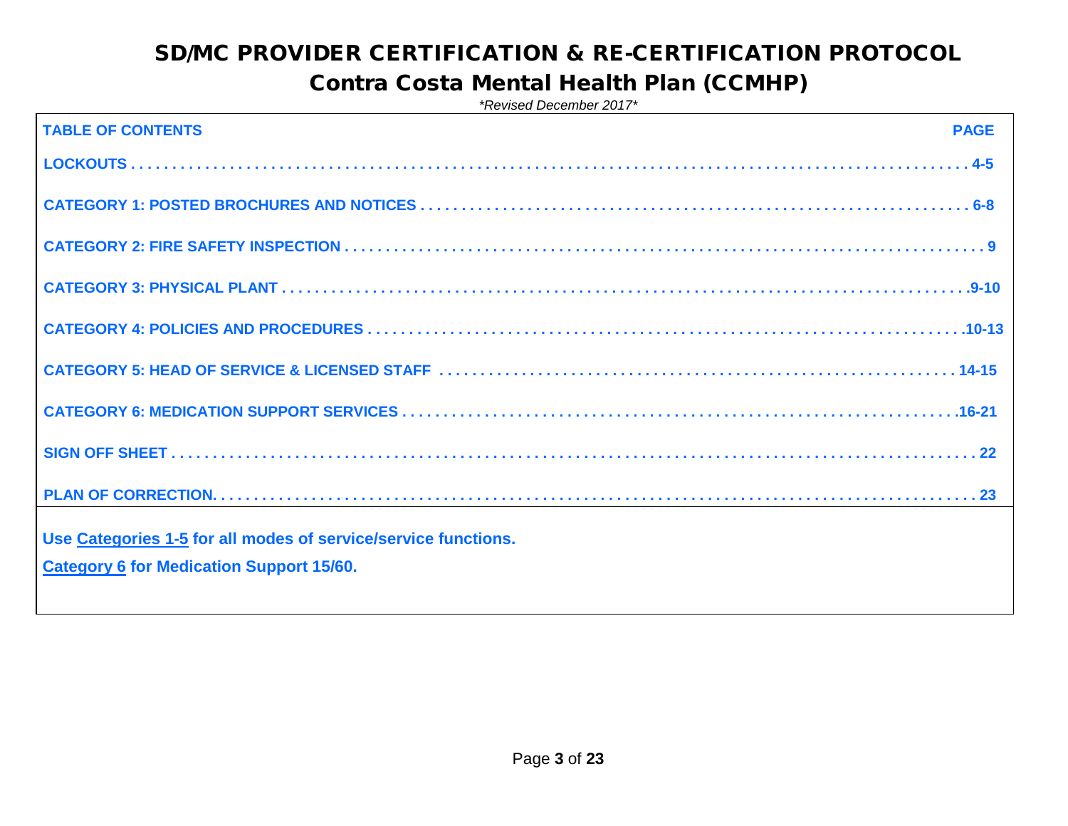# SD/MC PROVIDER CERTIFICATION & RE-CERTIFICATION PROTOCOL

## Contra Costa Mental Health Plan (CCMHP)

*\*Revised December 2017\**

| TABLE OF CONTENTS | PAGE |
|---|---|
| LOCKOUTS | 4-5 |
| CATEGORY 1: POSTED BROCHURES AND NOTICES | 6-8 |
| CATEGORY 2: FIRE SAFETY INSPECTION | 9 |
| CATEGORY 3: PHYSICAL PLANT | 9-10 |
| CATEGORY 4: POLICIES AND PROCEDURES | 10-13 |
| CATEGORY 5: HEAD OF SERVICE & LICENSED STAFF | 14-15 |
| CATEGORY 6: MEDICATION SUPPORT SERVICES | 16-21 |
| SIGN OFF SHEET | 22 |
| PLAN OF CORRECTION | 23 |

**Use <u>Categories 1-5</u> for all modes of service/service functions.**

**<u>Category 6</u> for Medication Support 15/60.**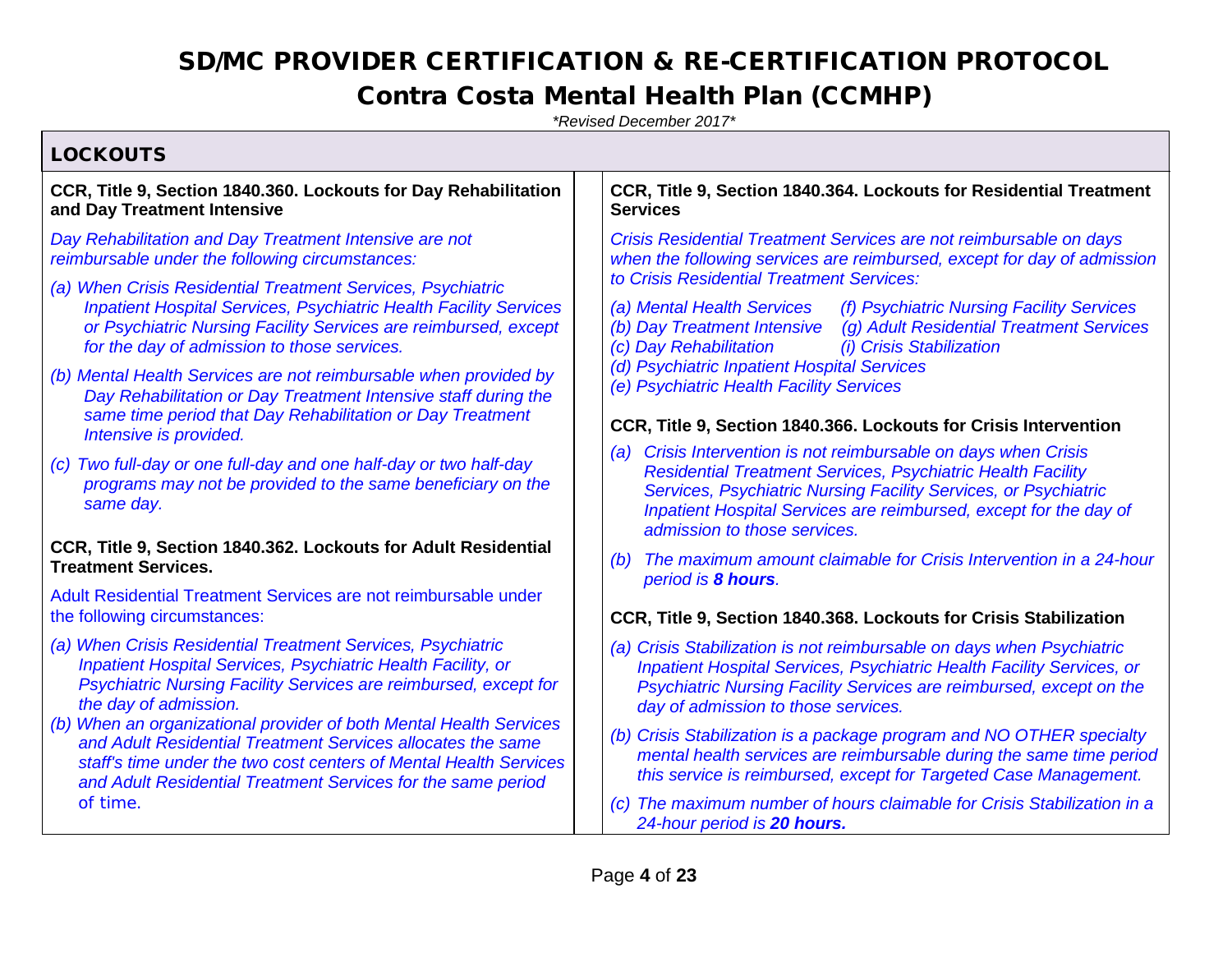# SD/MC PROVIDER CERTIFICATION & RE-CERTIFICATION PROTOCOL

## Contra Costa Mental Health Plan (CCMHP)

*\*Revised December 2017\**

## LOCKOUTS

**CCR, Title 9, Section 1840.360. Lockouts for Day Rehabilitation and Day Treatment Intensive**

*Day Rehabilitation and Day Treatment Intensive are not reimbursable under the following circumstances:*

*(a) When Crisis Residential Treatment Services, Psychiatric Inpatient Hospital Services, Psychiatric Health Facility Services or Psychiatric Nursing Facility Services are reimbursed, except for the day of admission to those services.*

*(b) Mental Health Services are not reimbursable when provided by Day Rehabilitation or Day Treatment Intensive staff during the same time period that Day Rehabilitation or Day Treatment Intensive is provided.*

*(c) Two full-day or one full-day and one half-day or two half-day programs may not be provided to the same beneficiary on the same day.*

**CCR, Title 9, Section 1840.362. Lockouts for Adult Residential Treatment Services.**

Adult Residential Treatment Services are not reimbursable under the following circumstances:

*(a) When Crisis Residential Treatment Services, Psychiatric Inpatient Hospital Services, Psychiatric Health Facility, or Psychiatric Nursing Facility Services are reimbursed, except for the day of admission.*

*(b) When an organizational provider of both Mental Health Services and Adult Residential Treatment Services allocates the same staff's time under the two cost centers of Mental Health Services and Adult Residential Treatment Services for the same period* of time.

**CCR, Title 9, Section 1840.364. Lockouts for Residential Treatment Services**

*Crisis Residential Treatment Services are not reimbursable on days when the following services are reimbursed, except for day of admission to Crisis Residential Treatment Services:*

*(a) Mental Health Services*
*(b) Day Treatment Intensive*
*(c) Day Rehabilitation*
*(d) Psychiatric Inpatient Hospital Services*
*(e) Psychiatric Health Facility Services*
*(f) Psychiatric Nursing Facility Services*
*(g) Adult Residential Treatment Services*
*(i) Crisis Stabilization*

**CCR, Title 9, Section 1840.366. Lockouts for Crisis Intervention**

*(a) Crisis Intervention is not reimbursable on days when Crisis Residential Treatment Services, Psychiatric Health Facility Services, Psychiatric Nursing Facility Services, or Psychiatric Inpatient Hospital Services are reimbursed, except for the day of admission to those services.*

*(b) The maximum amount claimable for Crisis Intervention in a 24-hour period is **8 hours**.*

**CCR, Title 9, Section 1840.368. Lockouts for Crisis Stabilization**

*(a) Crisis Stabilization is not reimbursable on days when Psychiatric Inpatient Hospital Services, Psychiatric Health Facility Services, or Psychiatric Nursing Facility Services are reimbursed, except on the day of admission to those services.*

*(b) Crisis Stabilization is a package program and NO OTHER specialty mental health services are reimbursable during the same time period this service is reimbursed, except for Targeted Case Management.*

*(c) The maximum number of hours claimable for Crisis Stabilization in a 24-hour period is **20 hours.***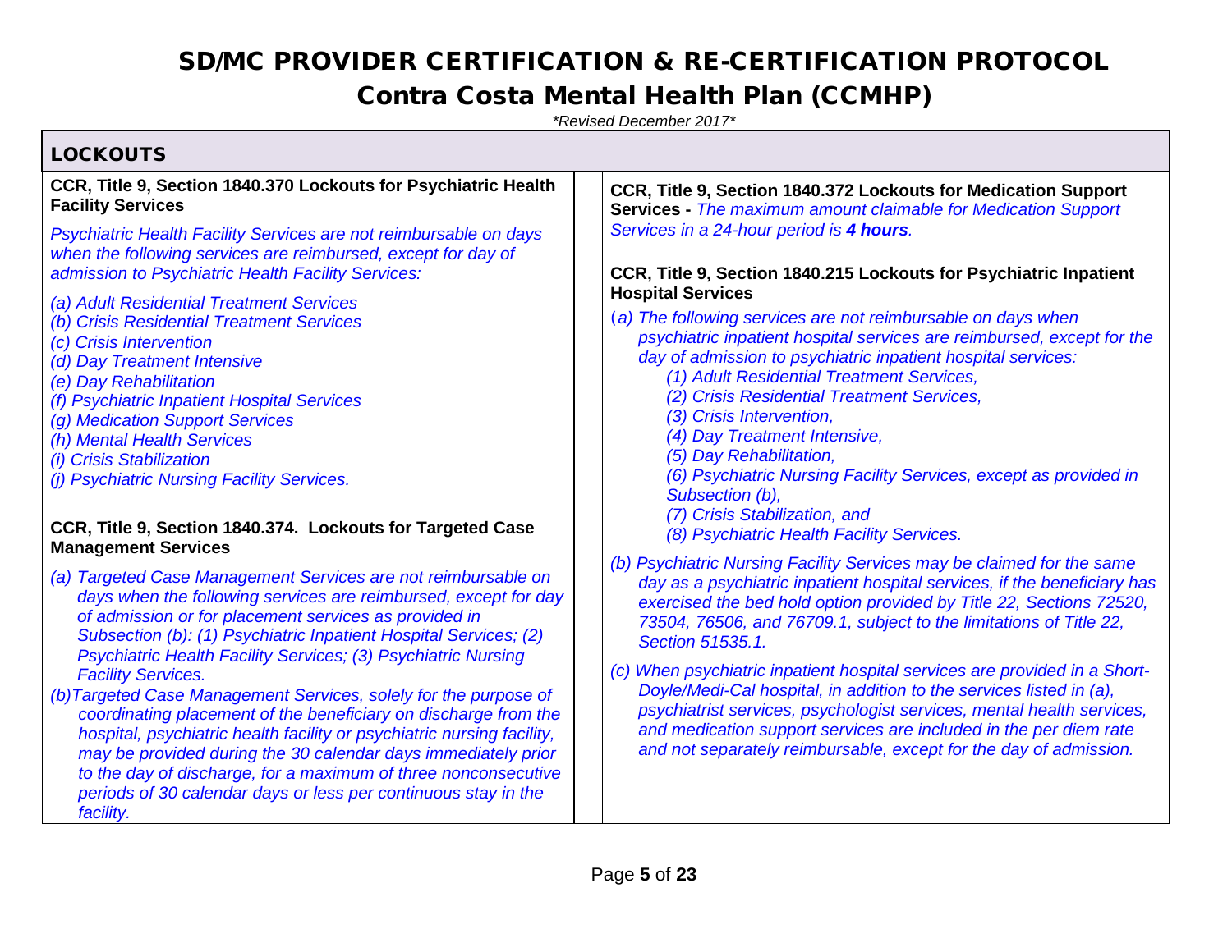# SD/MC PROVIDER CERTIFICATION & RE-CERTIFICATION PROTOCOL

## Contra Costa Mental Health Plan (CCMHP)

*\*Revised December 2017\**

## LOCKOUTS

**CCR, Title 9, Section 1840.370 Lockouts for Psychiatric Health Facility Services**

*Psychiatric Health Facility Services are not reimbursable on days when the following services are reimbursed, except for day of admission to Psychiatric Health Facility Services:*

*(a) Adult Residential Treatment Services*
*(b) Crisis Residential Treatment Services*
*(c) Crisis Intervention*
*(d) Day Treatment Intensive*
*(e) Day Rehabilitation*
*(f) Psychiatric Inpatient Hospital Services*
*(g) Medication Support Services*
*(h) Mental Health Services*
*(i) Crisis Stabilization*
*(j) Psychiatric Nursing Facility Services.*

**CCR, Title 9, Section 1840.374. Lockouts for Targeted Case Management Services**

*(a) Targeted Case Management Services are not reimbursable on days when the following services are reimbursed, except for day of admission or for placement services as provided in Subsection (b): (1) Psychiatric Inpatient Hospital Services; (2) Psychiatric Health Facility Services; (3) Psychiatric Nursing Facility Services.*

*(b) Targeted Case Management Services, solely for the purpose of coordinating placement of the beneficiary on discharge from the hospital, psychiatric health facility or psychiatric nursing facility, may be provided during the 30 calendar days immediately prior to the day of discharge, for a maximum of three nonconsecutive periods of 30 calendar days or less per continuous stay in the facility.*

**CCR, Title 9, Section 1840.372 Lockouts for Medication Support Services -** *The maximum amount claimable for Medication Support Services in a 24-hour period is **4 hours**.*

**CCR, Title 9, Section 1840.215 Lockouts for Psychiatric Inpatient Hospital Services**

*(a) The following services are not reimbursable on days when psychiatric inpatient hospital services are reimbursed, except for the day of admission to psychiatric inpatient hospital services:*

*(1) Adult Residential Treatment Services,*
*(2) Crisis Residential Treatment Services,*
*(3) Crisis Intervention,*
*(4) Day Treatment Intensive,*
*(5) Day Rehabilitation,*
*(6) Psychiatric Nursing Facility Services, except as provided in Subsection (b),*
*(7) Crisis Stabilization, and*
*(8) Psychiatric Health Facility Services.*

*(b) Psychiatric Nursing Facility Services may be claimed for the same day as a psychiatric inpatient hospital services, if the beneficiary has exercised the bed hold option provided by Title 22, Sections 72520, 73504, 76506, and 76709.1, subject to the limitations of Title 22, Section 51535.1.*

*(c) When psychiatric inpatient hospital services are provided in a Short-Doyle/Medi-Cal hospital, in addition to the services listed in (a), psychiatrist services, psychologist services, mental health services, and medication support services are included in the per diem rate and not separately reimbursable, except for the day of admission.*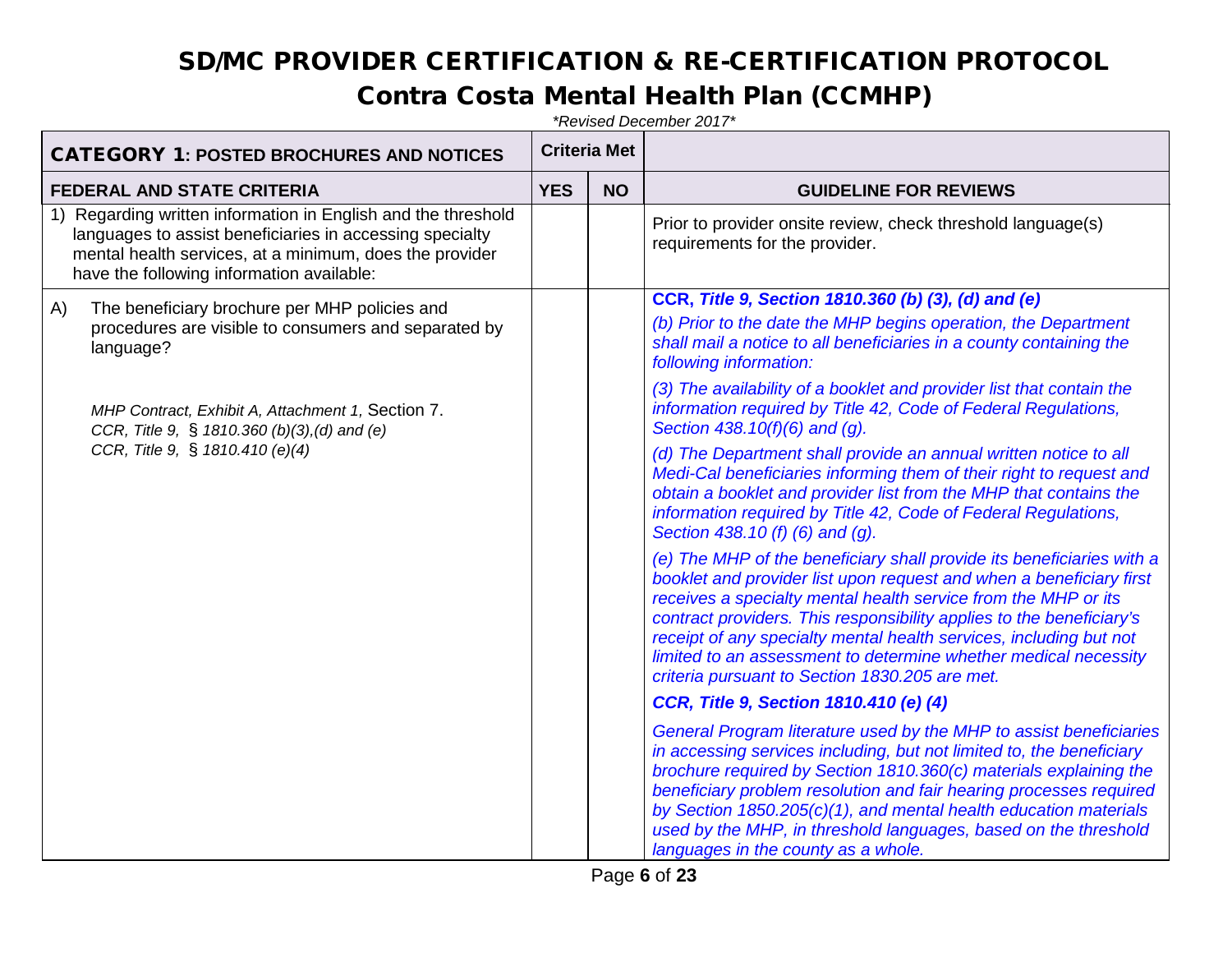# SD/MC PROVIDER CERTIFICATION & RE-CERTIFICATION PROTOCOL

## Contra Costa Mental Health Plan (CCMHP)

*\*Revised December 2017\**

| CATEGORY 1: POSTED BROCHURES AND NOTICES | Criteria Met | | |
|---|---|---|---|
| **FEDERAL AND STATE CRITERIA** | **YES** | **NO** | **GUIDELINE FOR REVIEWS** |
| 1) Regarding written information in English and the threshold languages to assist beneficiaries in accessing specialty mental health services, at a minimum, does the provider have the following information available: | | | Prior to provider onsite review, check threshold language(s) requirements for the provider. |
| A) The beneficiary brochure per MHP policies and procedures are visible to consumers and separated by language?<br><br>*MHP Contract, Exhibit A, Attachment 1,* Section 7.<br>*CCR, Title 9, § 1810.360 (b)(3),(d) and (e)*<br>*CCR, Title 9, § 1810.410 (e)(4)* | | | **CCR, *Title 9, Section 1810.360 (b) (3), (d) and (e)***<br>*(b) Prior to the date the MHP begins operation, the Department shall mail a notice to all beneficiaries in a county containing the following information:*<br>*(3) The availability of a booklet and provider list that contain the information required by Title 42, Code of Federal Regulations, Section 438.10(f)(6) and (g).*<br>*(d) The Department shall provide an annual written notice to all Medi-Cal beneficiaries informing them of their right to request and obtain a booklet and provider list from the MHP that contains the information required by Title 42, Code of Federal Regulations, Section 438.10 (f) (6) and (g).*<br>*(e) The MHP of the beneficiary shall provide its beneficiaries with a booklet and provider list upon request and when a beneficiary first receives a specialty mental health service from the MHP or its contract providers. This responsibility applies to the beneficiary's receipt of any specialty mental health services, including but not limited to an assessment to determine whether medical necessity criteria pursuant to Section 1830.205 are met.*<br>***CCR, Title 9, Section 1810.410 (e) (4)***<br>*General Program literature used by the MHP to assist beneficiaries in accessing services including, but not limited to, the beneficiary brochure required by Section 1810.360(c) materials explaining the beneficiary problem resolution and fair hearing processes required by Section 1850.205(c)(1), and mental health education materials used by the MHP, in threshold languages, based on the threshold languages in the county as a whole.* |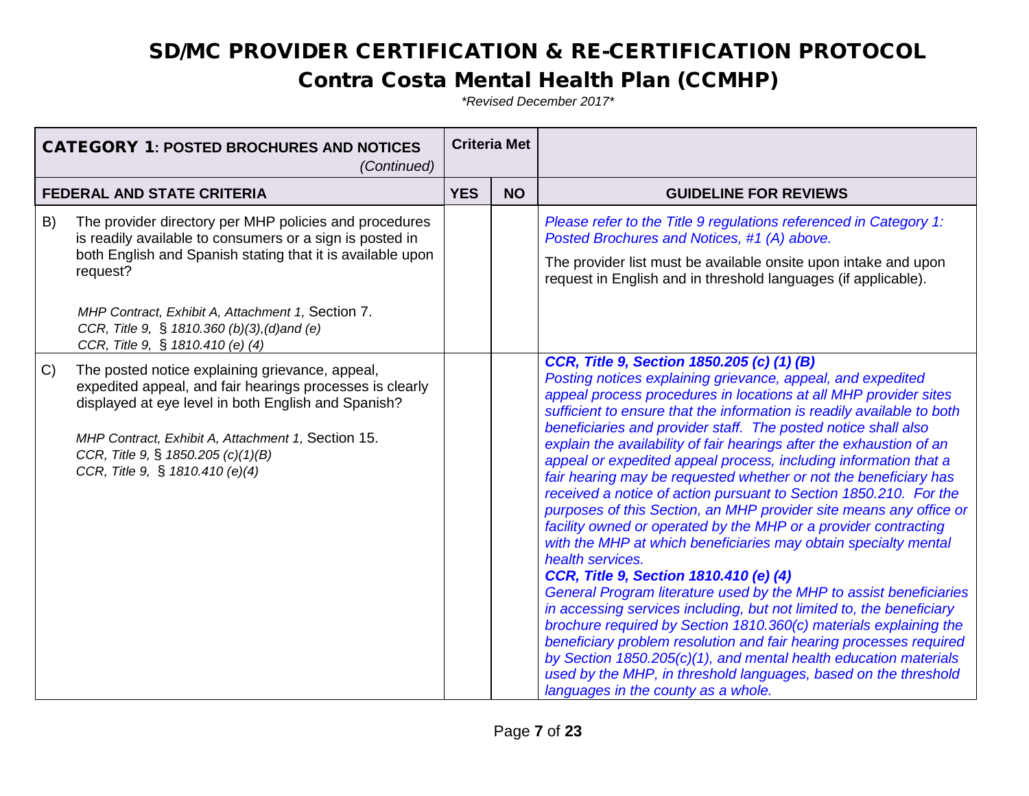# SD/MC PROVIDER CERTIFICATION & RE-CERTIFICATION PROTOCOL

## Contra Costa Mental Health Plan (CCMHP)

*\*Revised December 2017\**

| **CATEGORY 1: POSTED BROCHURES AND NOTICES** *(Continued)* | **Criteria Met** | | |
|---|---|---|---|
| **FEDERAL AND STATE CRITERIA** | **YES** | **NO** | **GUIDELINE FOR REVIEWS** |
| B) The provider directory per MHP policies and procedures is readily available to consumers or a sign is posted in both English and Spanish stating that it is available upon request?<br><br>*MHP Contract, Exhibit A, Attachment 1,* Section 7.<br>*CCR, Title 9, § 1810.360 (b)(3),(d)and (e)*<br>*CCR, Title 9, § 1810.410 (e) (4)* | | | *Please refer to the Title 9 regulations referenced in Category 1: Posted Brochures and Notices, #1 (A) above.*<br><br>The provider list must be available onsite upon intake and upon request in English and in threshold languages (if applicable). |
| C) The posted notice explaining grievance, appeal, expedited appeal, and fair hearings processes is clearly displayed at eye level in both English and Spanish?<br><br>*MHP Contract, Exhibit A, Attachment 1,* Section 15.<br>*CCR, Title 9, § 1850.205 (c)(1)(B)*<br>*CCR, Title 9, § 1810.410 (e)(4)* | | | ***CCR, Title 9, Section 1850.205 (c) (1) (B)***<br>*Posting notices explaining grievance, appeal, and expedited appeal process procedures in locations at all MHP provider sites sufficient to ensure that the information is readily available to both beneficiaries and provider staff. The posted notice shall also explain the availability of fair hearings after the exhaustion of an appeal or expedited appeal process, including information that a fair hearing may be requested whether or not the beneficiary has received a notice of action pursuant to Section 1850.210. For the purposes of this Section, an MHP provider site means any office or facility owned or operated by the MHP or a provider contracting with the MHP at which beneficiaries may obtain specialty mental health services.*<br>***CCR, Title 9, Section 1810.410 (e) (4)***<br>*General Program literature used by the MHP to assist beneficiaries in accessing services including, but not limited to, the beneficiary brochure required by Section 1810.360(c) materials explaining the beneficiary problem resolution and fair hearing processes required by Section 1850.205(c)(1), and mental health education materials used by the MHP, in threshold languages, based on the threshold languages in the county as a whole.* |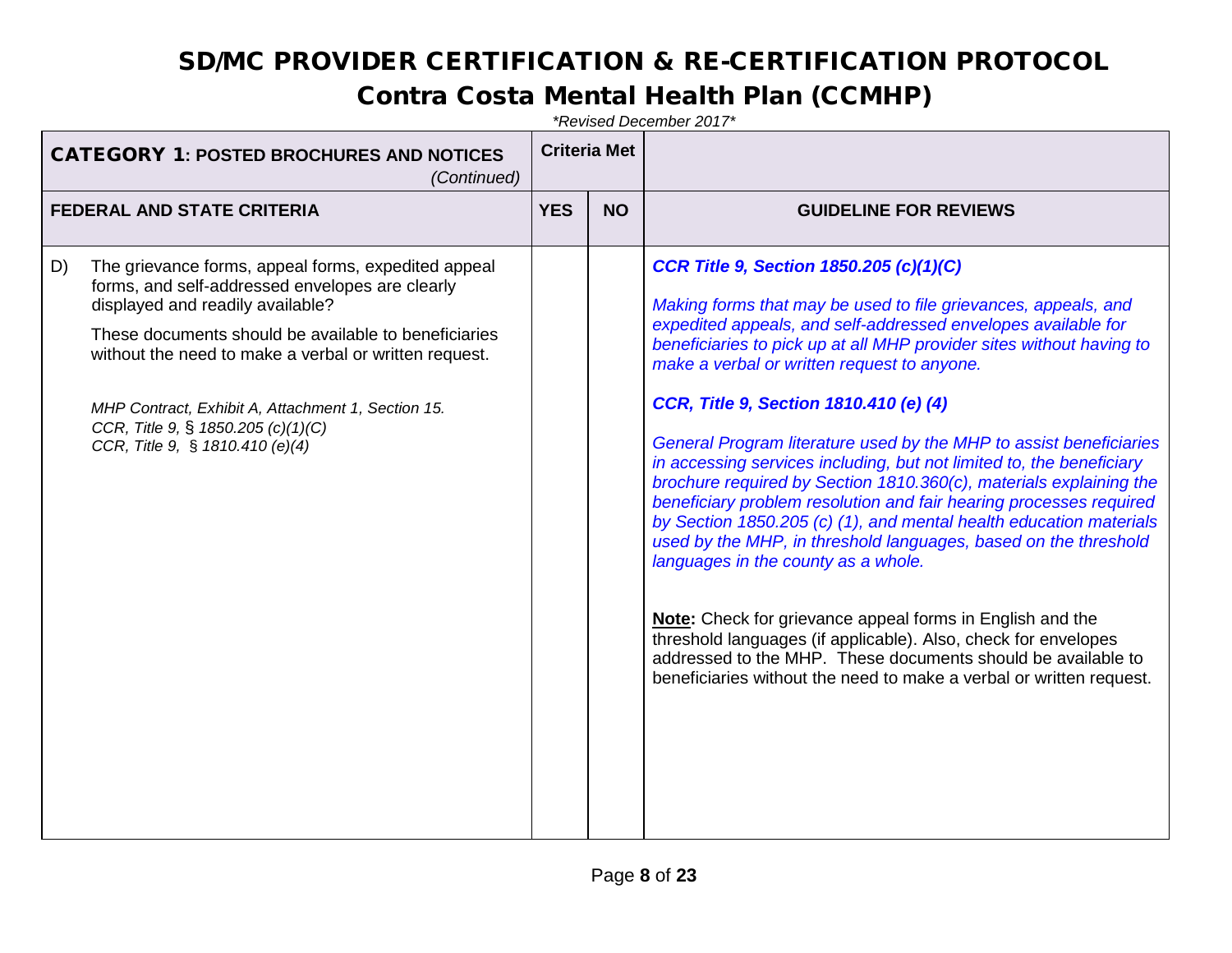# SD/MC PROVIDER CERTIFICATION & RE-CERTIFICATION PROTOCOL

## Contra Costa Mental Health Plan (CCMHP)

*\*Revised December 2017\**

| **CATEGORY 1: POSTED BROCHURES AND NOTICES** *(Continued)* | **Criteria Met** | | |
|---|---|---|---|
| **FEDERAL AND STATE CRITERIA** | **YES** | **NO** | **GUIDELINE FOR REVIEWS** |
| D) The grievance forms, appeal forms, expedited appeal forms, and self-addressed envelopes are clearly displayed and readily available?<br><br>These documents should be available to beneficiaries without the need to make a verbal or written request.<br><br>*MHP Contract, Exhibit A, Attachment 1, Section 15.*<br>*CCR, Title 9, § 1850.205 (c)(1)(C)*<br>*CCR, Title 9, § 1810.410 (e)(4)* | | | ***CCR Title 9, Section 1850.205 (c)(1)(C)***<br><br>*Making forms that may be used to file grievances, appeals, and expedited appeals, and self-addressed envelopes available for beneficiaries to pick up at all MHP provider sites without having to make a verbal or written request to anyone.*<br><br>***CCR, Title 9, Section 1810.410 (e) (4)***<br><br>*General Program literature used by the MHP to assist beneficiaries in accessing services including, but not limited to, the beneficiary brochure required by Section 1810.360(c), materials explaining the beneficiary problem resolution and fair hearing processes required by Section 1850.205 (c) (1), and mental health education materials used by the MHP, in threshold languages, based on the threshold languages in the county as a whole.*<br><br>**Note:** Check for grievance appeal forms in English and the threshold languages (if applicable). Also, check for envelopes addressed to the MHP. These documents should be available to beneficiaries without the need to make a verbal or written request. |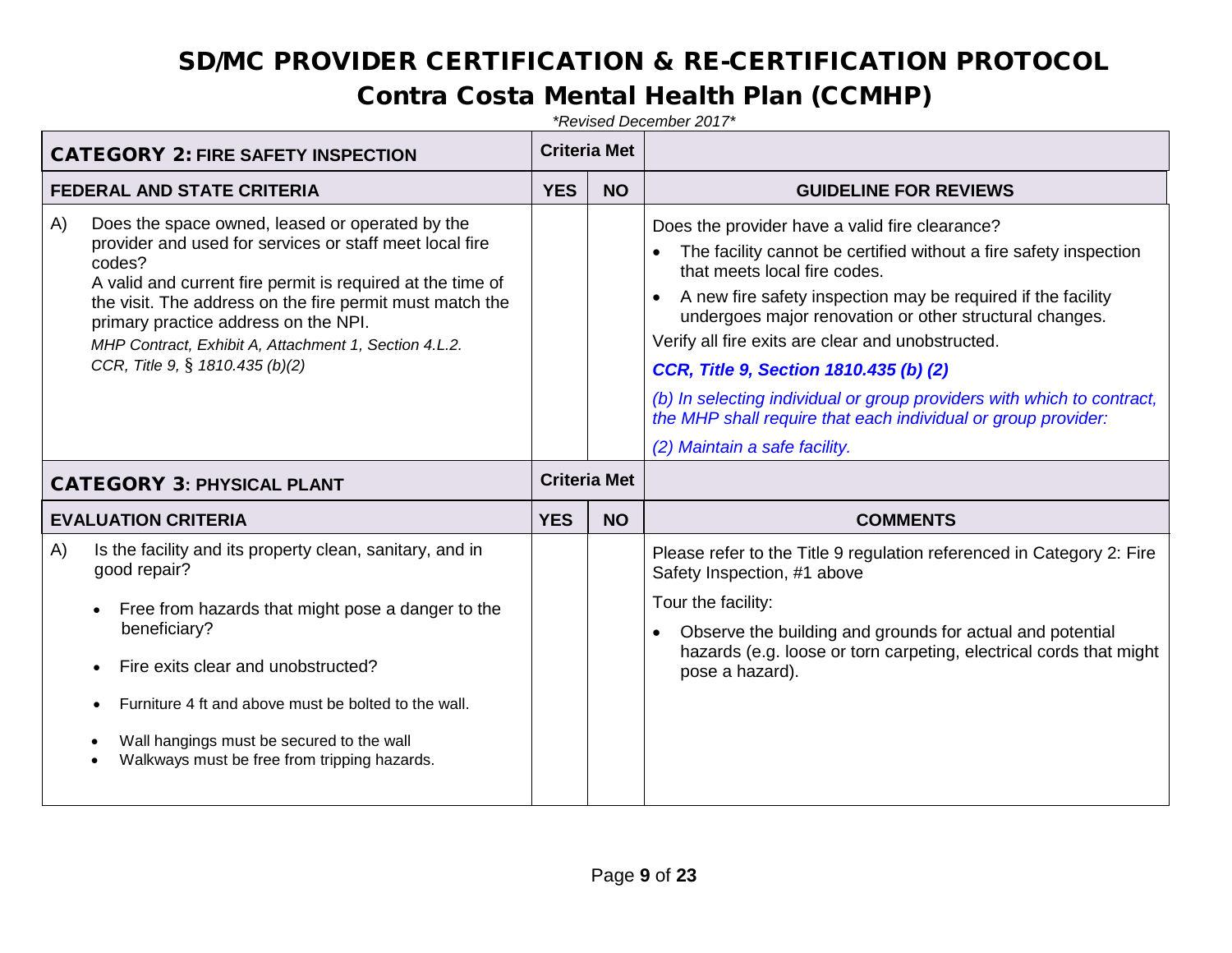# SD/MC PROVIDER CERTIFICATION & RE-CERTIFICATION PROTOCOL

## Contra Costa Mental Health Plan (CCMHP)

*\*Revised December 2017\**

| **CATEGORY 2: FIRE SAFETY INSPECTION** | **Criteria Met** | | |
|---|---|---|---|
| **FEDERAL AND STATE CRITERIA** | **YES** | **NO** | **GUIDELINE FOR REVIEWS** |
| A) Does the space owned, leased or operated by the provider and used for services or staff meet local fire codes?<br>A valid and current fire permit is required at the time of the visit. The address on the fire permit must match the primary practice address on the NPI.<br>*MHP Contract, Exhibit A, Attachment 1, Section 4.L.2.*<br>*CCR, Title 9, § 1810.435 (b)(2)* | | | Does the provider have a valid fire clearance?<br>• The facility cannot be certified without a fire safety inspection that meets local fire codes.<br>• A new fire safety inspection may be required if the facility undergoes major renovation or other structural changes.<br>Verify all fire exits are clear and unobstructed.<br>***CCR, Title 9, Section 1810.435 (b) (2)***<br>*(b) In selecting individual or group providers with which to contract, the MHP shall require that each individual or group provider:*<br>*(2) Maintain a safe facility.* |

| **CATEGORY 3: PHYSICAL PLANT** | **Criteria Met** | | |
|---|---|---|---|
| **EVALUATION CRITERIA** | **YES** | **NO** | **COMMENTS** |
| A) Is the facility and its property clean, sanitary, and in good repair?<br>• Free from hazards that might pose a danger to the beneficiary?<br>• Fire exits clear and unobstructed?<br>• Furniture 4 ft and above must be bolted to the wall.<br>• Wall hangings must be secured to the wall<br>• Walkways must be free from tripping hazards. | | | Please refer to the Title 9 regulation referenced in Category 2: Fire Safety Inspection, #1 above<br>Tour the facility:<br>• Observe the building and grounds for actual and potential hazards (e.g. loose or torn carpeting, electrical cords that might pose a hazard). |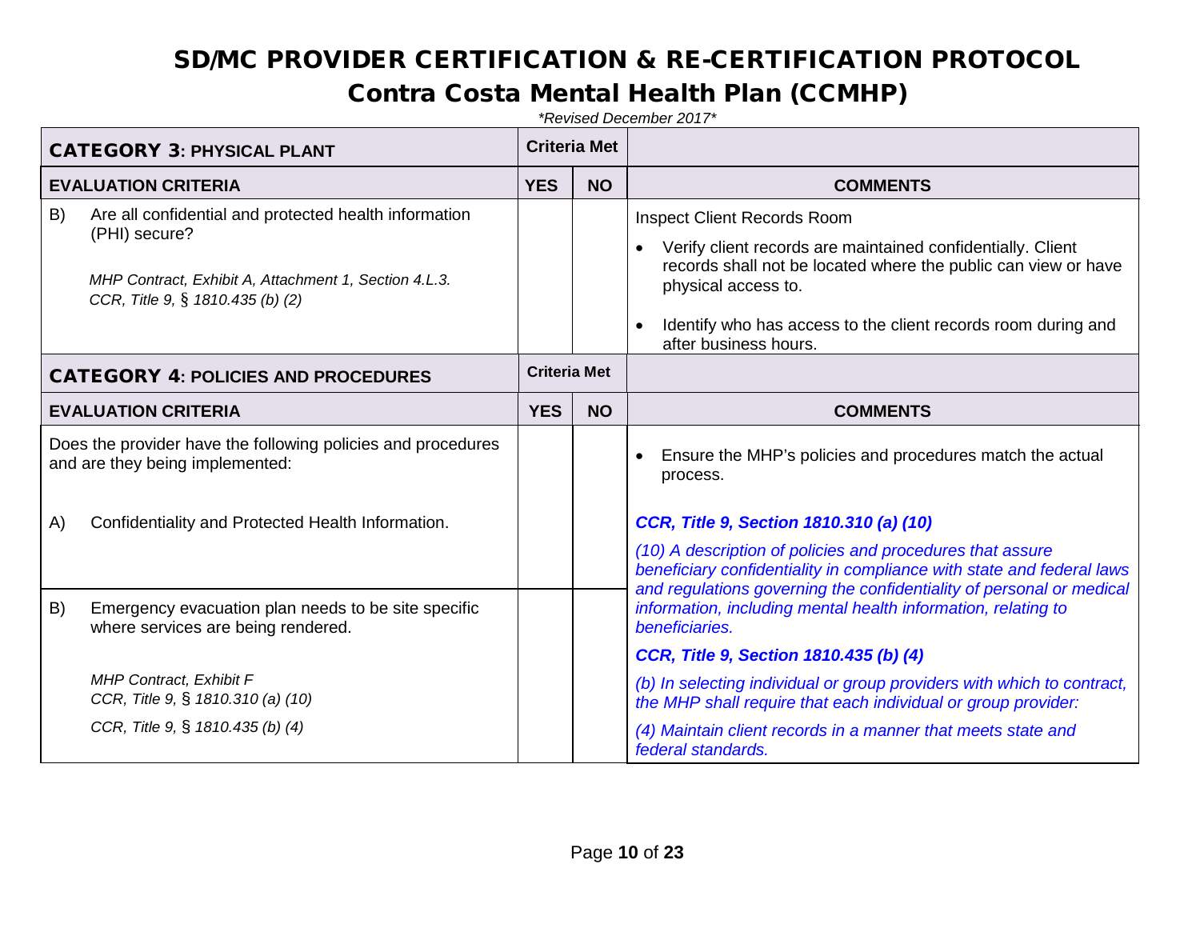# SD/MC PROVIDER CERTIFICATION & RE-CERTIFICATION PROTOCOL

## Contra Costa Mental Health Plan (CCMHP)

*\*Revised December 2017\**

| **CATEGORY 3: PHYSICAL PLANT** | **Criteria Met** | | |
|---|---|---|---|
| **EVALUATION CRITERIA** | **YES** | **NO** | **COMMENTS** |
| B) Are all confidential and protected health information (PHI) secure?<br><br>*MHP Contract, Exhibit A, Attachment 1, Section 4.L.3.*<br>*CCR, Title 9, § 1810.435 (b) (2)* | | | Inspect Client Records Room<br>• Verify client records are maintained confidentially. Client records shall not be located where the public can view or have physical access to.<br>• Identify who has access to the client records room during and after business hours. |

| **CATEGORY 4: POLICIES AND PROCEDURES** | **Criteria Met** | | |
|---|---|---|---|
| **EVALUATION CRITERIA** | **YES** | **NO** | **COMMENTS** |
| Does the provider have the following policies and procedures and are they being implemented:<br><br>A) Confidentiality and Protected Health Information. | | | • Ensure the MHP's policies and procedures match the actual process.<br><br>***CCR, Title 9, Section 1810.310 (a) (10)***<br>*(10) A description of policies and procedures that assure beneficiary confidentiality in compliance with state and federal laws and regulations governing the confidentiality of personal or medical information, including mental health information, relating to beneficiaries.*<br>***CCR, Title 9, Section 1810.435 (b) (4)***<br>*(b) In selecting individual or group providers with which to contract, the MHP shall require that each individual or group provider:*<br>*(4) Maintain client records in a manner that meets state and federal standards.* |
| B) Emergency evacuation plan needs to be site specific where services are being rendered.<br><br>*MHP Contract, Exhibit F*<br>*CCR, Title 9, § 1810.310 (a) (10)*<br>*CCR, Title 9, § 1810.435 (b) (4)* | | | |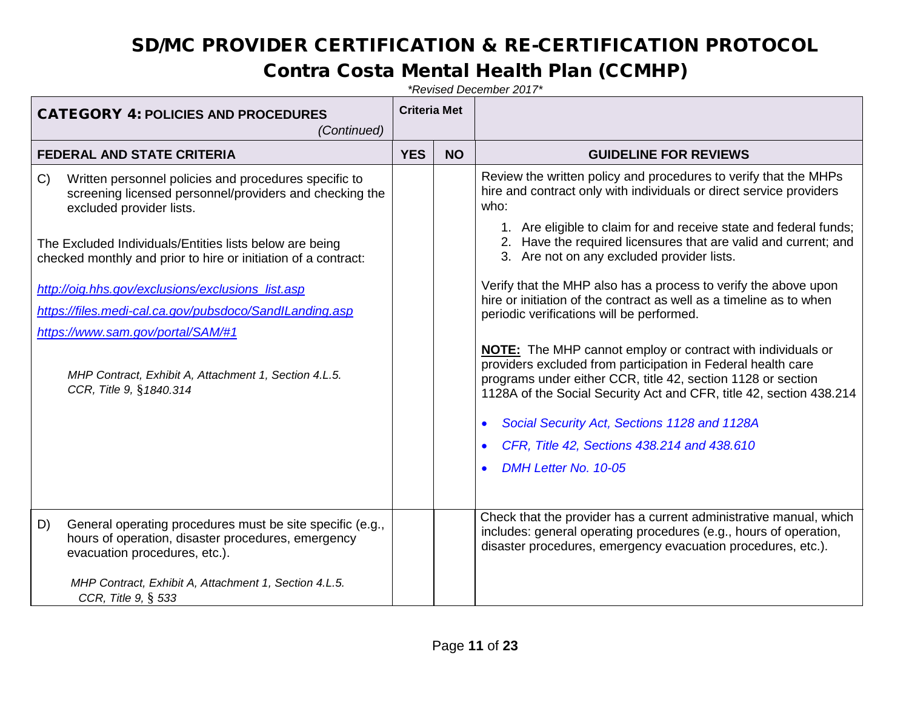# SD/MC PROVIDER CERTIFICATION & RE-CERTIFICATION PROTOCOL

## Contra Costa Mental Health Plan (CCMHP)

*\*Revised December 2017\**

| CATEGORY 4: POLICIES AND PROCEDURES *(Continued)* | Criteria Met | | |
|---|---|---|---|
| **FEDERAL AND STATE CRITERIA** | **YES** | **NO** | **GUIDELINE FOR REVIEWS** |
| C) Written personnel policies and procedures specific to screening licensed personnel/providers and checking the excluded provider lists.<br><br>The Excluded Individuals/Entities lists below are being checked monthly and prior to hire or initiation of a contract:<br><br>http://oig.hhs.gov/exclusions/exclusions_list.asp<br>https://files.medi-cal.ca.gov/pubsdoco/SandILanding.asp<br>https://www.sam.gov/portal/SAM/#1<br><br>*MHP Contract, Exhibit A, Attachment 1, Section 4.L.5.*<br>*CCR, Title 9, §1840.314* | | | Review the written policy and procedures to verify that the MHPs hire and contract only with individuals or direct service providers who:<br>1. Are eligible to claim for and receive state and federal funds;<br>2. Have the required licensures that are valid and current; and<br>3. Are not on any excluded provider lists.<br><br>Verify that the MHP also has a process to verify the above upon hire or initiation of the contract as well as a timeline as to when periodic verifications will be performed.<br><br>**NOTE:** The MHP cannot employ or contract with individuals or providers excluded from participation in Federal health care programs under either CCR, title 42, section 1128 or section 1128A of the Social Security Act and CFR, title 42, section 438.214<br><br>• *Social Security Act, Sections 1128 and 1128A*<br>• *CFR, Title 42, Sections 438.214 and 438.610*<br>• *DMH Letter No. 10-05* |
| D) General operating procedures must be site specific (e.g., hours of operation, disaster procedures, emergency evacuation procedures, etc.).<br><br>*MHP Contract, Exhibit A, Attachment 1, Section 4.L.5.*<br>*CCR, Title 9, § 533* | | | Check that the provider has a current administrative manual, which includes: general operating procedures (e.g., hours of operation, disaster procedures, emergency evacuation procedures, etc.). |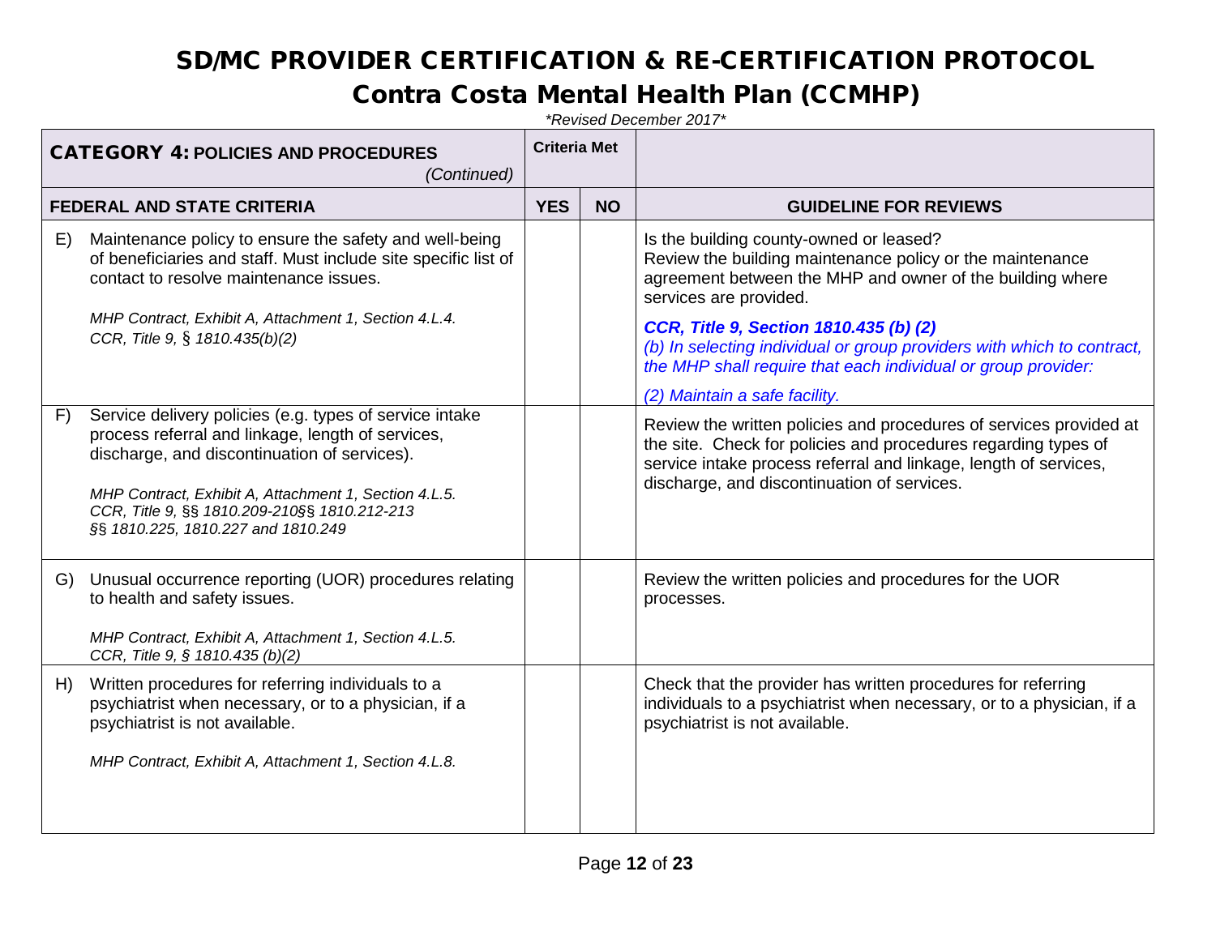# SD/MC PROVIDER CERTIFICATION & RE-CERTIFICATION PROTOCOL

## Contra Costa Mental Health Plan (CCMHP)

*\*Revised December 2017\**

| **CATEGORY 4: POLICIES AND PROCEDURES** *(Continued)* | **Criteria Met** | | |
|---|---|---|---|
| **FEDERAL AND STATE CRITERIA** | **YES** | **NO** | **GUIDELINE FOR REVIEWS** |
| E) Maintenance policy to ensure the safety and well-being of beneficiaries and staff. Must include site specific list of contact to resolve maintenance issues.<br><br>*MHP Contract, Exhibit A, Attachment 1, Section 4.L.4.*<br>*CCR, Title 9, § 1810.435(b)(2)* | | | Is the building county-owned or leased?<br>Review the building maintenance policy or the maintenance agreement between the MHP and owner of the building where services are provided.<br><br>***CCR, Title 9, Section 1810.435 (b) (2)***<br>*(b) In selecting individual or group providers with which to contract, the MHP shall require that each individual or group provider:*<br><br>*(2) Maintain a safe facility.* |
| F) Service delivery policies (e.g. types of service intake process referral and linkage, length of services, discharge, and discontinuation of services).<br><br>*MHP Contract, Exhibit A, Attachment 1, Section 4.L.5.*<br>*CCR, Title 9, §§ 1810.209-210§§ 1810.212-213*<br>*§§ 1810.225, 1810.227 and 1810.249* | | | Review the written policies and procedures of services provided at the site. Check for policies and procedures regarding types of service intake process referral and linkage, length of services, discharge, and discontinuation of services. |
| G) Unusual occurrence reporting (UOR) procedures relating to health and safety issues.<br><br>*MHP Contract, Exhibit A, Attachment 1, Section 4.L.5.*<br>*CCR, Title 9, § 1810.435 (b)(2)* | | | Review the written policies and procedures for the UOR processes. |
| H) Written procedures for referring individuals to a psychiatrist when necessary, or to a physician, if a psychiatrist is not available.<br><br>*MHP Contract, Exhibit A, Attachment 1, Section 4.L.8.* | | | Check that the provider has written procedures for referring individuals to a psychiatrist when necessary, or to a physician, if a psychiatrist is not available. |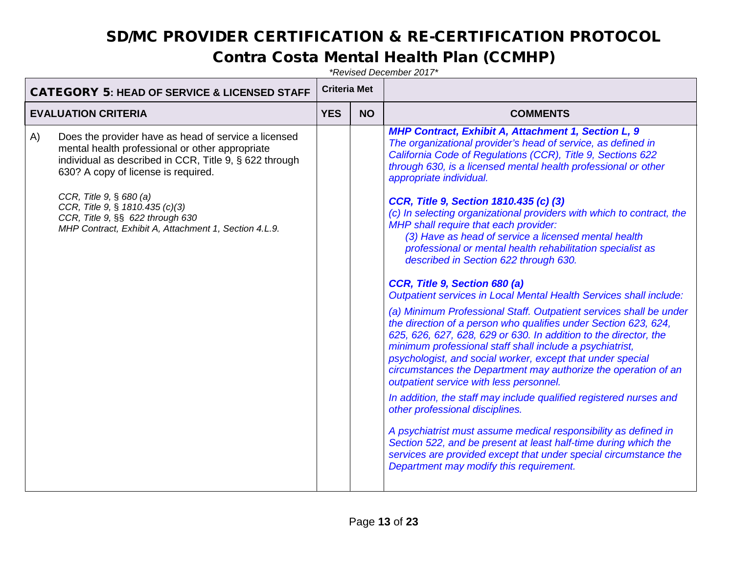# SD/MC PROVIDER CERTIFICATION & RE-CERTIFICATION PROTOCOL

## Contra Costa Mental Health Plan (CCMHP)

*\*Revised December 2017\**

| **CATEGORY 5: HEAD OF SERVICE & LICENSED STAFF** | **Criteria Met** | | |
|---|---|---|---|
| **EVALUATION CRITERIA** | **YES** | **NO** | **COMMENTS** |
| A) Does the provider have as head of service a licensed mental health professional or other appropriate individual as described in CCR, Title 9, § 622 through 630? A copy of license is required.<br><br>*CCR, Title 9, § 680 (a)*<br>*CCR, Title 9, § 1810.435 (c)(3)*<br>*CCR, Title 9, §§ 622 through 630*<br>*MHP Contract, Exhibit A, Attachment 1, Section 4.L.9.* | | | ***MHP Contract, Exhibit A, Attachment 1, Section L, 9***<br>*The organizational provider's head of service, as defined in California Code of Regulations (CCR), Title 9, Sections 622 through 630, is a licensed mental health professional or other appropriate individual.*<br><br>***CCR, Title 9, Section 1810.435 (c) (3)***<br>*(c) In selecting organizational providers with which to contract, the MHP shall require that each provider:*<br>*(3) Have as head of service a licensed mental health professional or mental health rehabilitation specialist as described in Section 622 through 630.*<br><br>***CCR, Title 9, Section 680 (a)***<br>*Outpatient services in Local Mental Health Services shall include:*<br><br>*(a) Minimum Professional Staff. Outpatient services shall be under the direction of a person who qualifies under Section 623, 624, 625, 626, 627, 628, 629 or 630. In addition to the director, the minimum professional staff shall include a psychiatrist, psychologist, and social worker, except that under special circumstances the Department may authorize the operation of an outpatient service with less personnel.*<br><br>*In addition, the staff may include qualified registered nurses and other professional disciplines.*<br><br>*A psychiatrist must assume medical responsibility as defined in Section 522, and be present at least half-time during which the services are provided except that under special circumstance the Department may modify this requirement.* |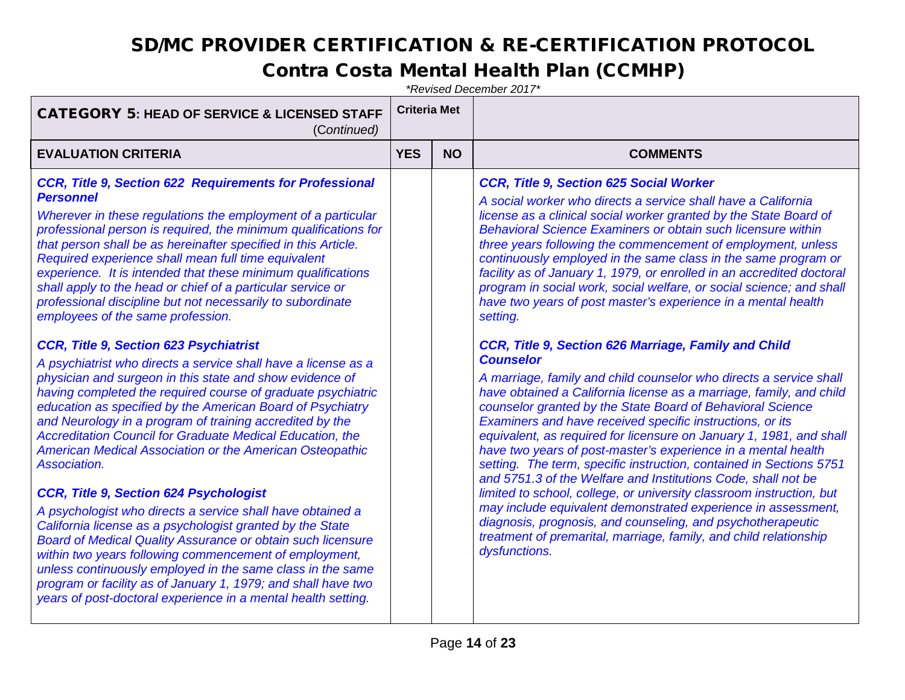# SD/MC PROVIDER CERTIFICATION & RE-CERTIFICATION PROTOCOL

## Contra Costa Mental Health Plan (CCMHP)

*\*Revised December 2017\**

| **CATEGORY 5: HEAD OF SERVICE & LICENSED STAFF** (*Continued*) | **Criteria Met** | | |
|---|---|---|---|
| **EVALUATION CRITERIA** | **YES** | **NO** | **COMMENTS** |
| ***CCR, Title 9, Section 622 Requirements for Professional Personnel***<br>*Wherever in these regulations the employment of a particular professional person is required, the minimum qualifications for that person shall be as hereinafter specified in this Article. Required experience shall mean full time equivalent experience. It is intended that these minimum qualifications shall apply to the head or chief of a particular service or professional discipline but not necessarily to subordinate employees of the same profession.*<br><br>***CCR, Title 9, Section 623 Psychiatrist***<br>*A psychiatrist who directs a service shall have a license as a physician and surgeon in this state and show evidence of having completed the required course of graduate psychiatric education as specified by the American Board of Psychiatry and Neurology in a program of training accredited by the Accreditation Council for Graduate Medical Education, the American Medical Association or the American Osteopathic Association.*<br><br>***CCR, Title 9, Section 624 Psychologist***<br>*A psychologist who directs a service shall have obtained a California license as a psychologist granted by the State Board of Medical Quality Assurance or obtain such licensure within two years following commencement of employment, unless continuously employed in the same class in the same program or facility as of January 1, 1979; and shall have two years of post-doctoral experience in a mental health setting.* | | | ***CCR, Title 9, Section 625 Social Worker***<br>*A social worker who directs a service shall have a California license as a clinical social worker granted by the State Board of Behavioral Science Examiners or obtain such licensure within three years following the commencement of employment, unless continuously employed in the same class in the same program or facility as of January 1, 1979, or enrolled in an accredited doctoral program in social work, social welfare, or social science; and shall have two years of post master's experience in a mental health setting.*<br><br>***CCR, Title 9, Section 626 Marriage, Family and Child Counselor***<br>*A marriage, family and child counselor who directs a service shall have obtained a California license as a marriage, family, and child counselor granted by the State Board of Behavioral Science Examiners and have received specific instructions, or its equivalent, as required for licensure on January 1, 1981, and shall have two years of post-master's experience in a mental health setting. The term, specific instruction, contained in Sections 5751 and 5751.3 of the Welfare and Institutions Code, shall not be limited to school, college, or university classroom instruction, but may include equivalent demonstrated experience in assessment, diagnosis, prognosis, and counseling, and psychotherapeutic treatment of premarital, marriage, family, and child relationship dysfunctions.* |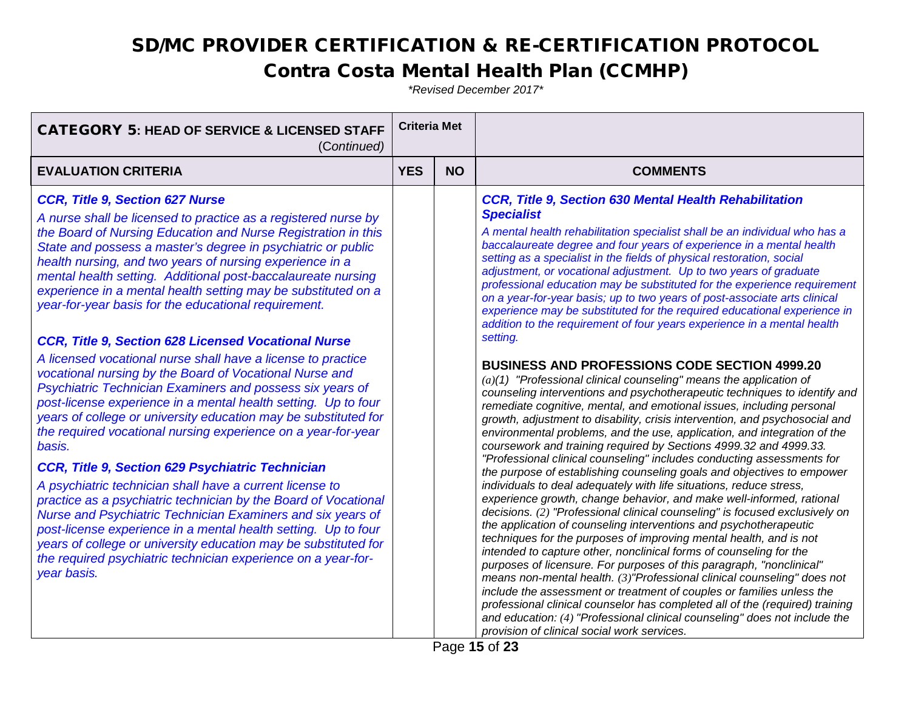# SD/MC PROVIDER CERTIFICATION & RE-CERTIFICATION PROTOCOL

## Contra Costa Mental Health Plan (CCMHP)

*\*Revised December 2017\**

| CATEGORY 5: HEAD OF SERVICE & LICENSED STAFF (*Continued*) | Criteria Met | | |
|---|---|---|---|
| **EVALUATION CRITERIA** | **YES** | **NO** | **COMMENTS** |
| ***CCR, Title 9, Section 627 Nurse***<br>*A nurse shall be licensed to practice as a registered nurse by the Board of Nursing Education and Nurse Registration in this State and possess a master's degree in psychiatric or public health nursing, and two years of nursing experience in a mental health setting. Additional post-baccalaureate nursing experience in a mental health setting may be substituted on a year-for-year basis for the educational requirement.*<br><br>***CCR, Title 9, Section 628 Licensed Vocational Nurse***<br>*A licensed vocational nurse shall have a license to practice vocational nursing by the Board of Vocational Nurse and Psychiatric Technician Examiners and possess six years of post-license experience in a mental health setting. Up to four years of college or university education may be substituted for the required vocational nursing experience on a year-for-year basis.*<br><br>***CCR, Title 9, Section 629 Psychiatric Technician***<br>*A psychiatric technician shall have a current license to practice as a psychiatric technician by the Board of Vocational Nurse and Psychiatric Technician Examiners and six years of post-license experience in a mental health setting. Up to four years of college or university education may be substituted for the required psychiatric technician experience on a year-for-year basis.* | | | ***CCR, Title 9, Section 630 Mental Health Rehabilitation Specialist***<br>*A mental health rehabilitation specialist shall be an individual who has a baccalaureate degree and four years of experience in a mental health setting as a specialist in the fields of physical restoration, social adjustment, or vocational adjustment. Up to two years of graduate professional education may be substituted for the experience requirement on a year-for-year basis; up to two years of post-associate arts clinical experience may be substituted for the required educational experience in addition to the requirement of four years experience in a mental health setting.*<br><br>**BUSINESS AND PROFESSIONS CODE SECTION 4999.20**<br>*(a)(1) "Professional clinical counseling" means the application of counseling interventions and psychotherapeutic techniques to identify and remediate cognitive, mental, and emotional issues, including personal growth, adjustment to disability, crisis intervention, and psychosocial and environmental problems, and the use, application, and integration of the coursework and training required by Sections 4999.32 and 4999.33. "Professional clinical counseling" includes conducting assessments for the purpose of establishing counseling goals and objectives to empower individuals to deal adequately with life situations, reduce stress, experience growth, change behavior, and make well-informed, rational decisions. (2) "Professional clinical counseling" is focused exclusively on the application of counseling interventions and psychotherapeutic techniques for the purposes of improving mental health, and is not intended to capture other, nonclinical forms of counseling for the purposes of licensure. For purposes of this paragraph, "nonclinical" means non-mental health. (3)"Professional clinical counseling" does not include the assessment or treatment of couples or families unless the professional clinical counselor has completed all of the (required) training and education: (4) "Professional clinical counseling" does not include the provision of clinical social work services.* |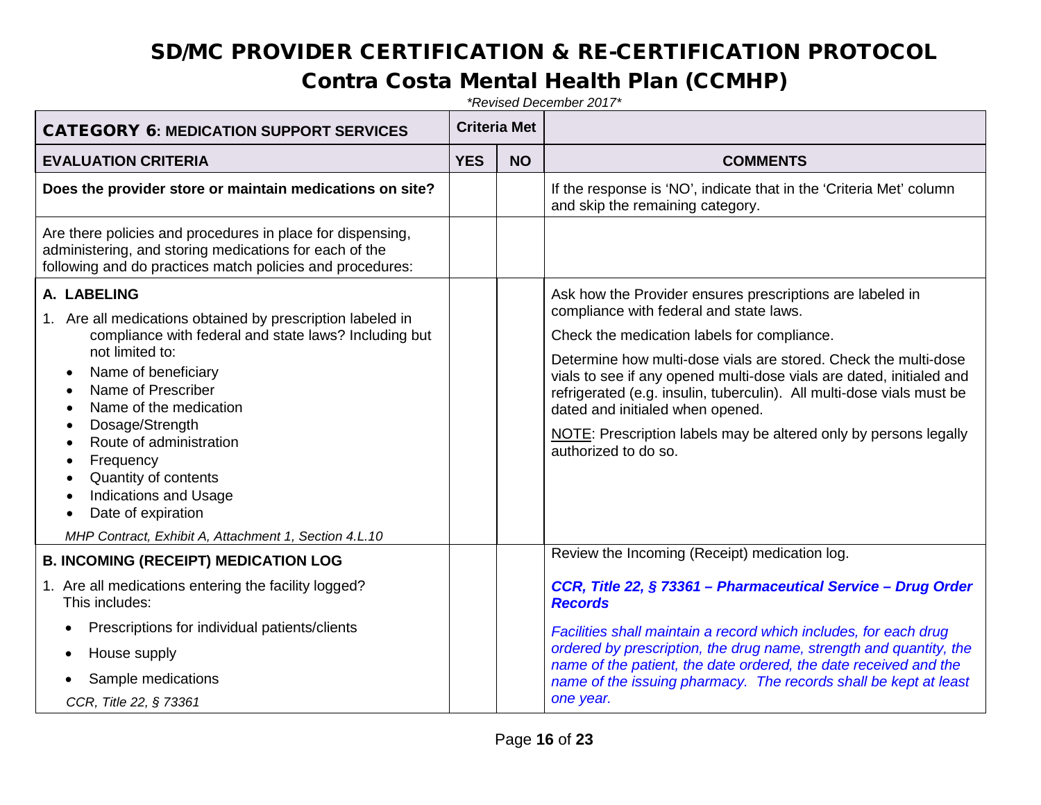# SD/MC PROVIDER CERTIFICATION & RE-CERTIFICATION PROTOCOL

## Contra Costa Mental Health Plan (CCMHP)

*\*Revised December 2017\**

| CATEGORY 6: MEDICATION SUPPORT SERVICES | Criteria Met | | |
|---|---|---|---|
| **EVALUATION CRITERIA** | **YES** | **NO** | **COMMENTS** |
| **Does the provider store or maintain medications on site?** | | | If the response is 'NO', indicate that in the 'Criteria Met' column and skip the remaining category. |
| Are there policies and procedures in place for dispensing, administering, and storing medications for each of the following and do practices match policies and procedures: | | | |
| **A. LABELING**<br>1. Are all medications obtained by prescription labeled in compliance with federal and state laws? Including but not limited to:<br>• Name of beneficiary<br>• Name of Prescriber<br>• Name of the medication<br>• Dosage/Strength<br>• Route of administration<br>• Frequency<br>• Quantity of contents<br>• Indications and Usage<br>• Date of expiration<br>*MHP Contract, Exhibit A, Attachment 1, Section 4.L.10* | | | Ask how the Provider ensures prescriptions are labeled in compliance with federal and state laws.<br>Check the medication labels for compliance.<br>Determine how multi-dose vials are stored. Check the multi-dose vials to see if any opened multi-dose vials are dated, initialed and refrigerated (e.g. insulin, tuberculin). All multi-dose vials must be dated and initialed when opened.<br><u>NOTE</u>: Prescription labels may be altered only by persons legally authorized to do so. |
| **B. INCOMING (RECEIPT) MEDICATION LOG**<br>1. Are all medications entering the facility logged? This includes:<br>• Prescriptions for individual patients/clients<br>• House supply<br>• Sample medications<br>*CCR, Title 22, § 73361* | | | Review the Incoming (Receipt) medication log.<br>***CCR, Title 22, § 73361 – Pharmaceutical Service – Drug Order Records***<br>*Facilities shall maintain a record which includes, for each drug ordered by prescription, the drug name, strength and quantity, the name of the patient, the date ordered, the date received and the name of the issuing pharmacy. The records shall be kept at least one year.* |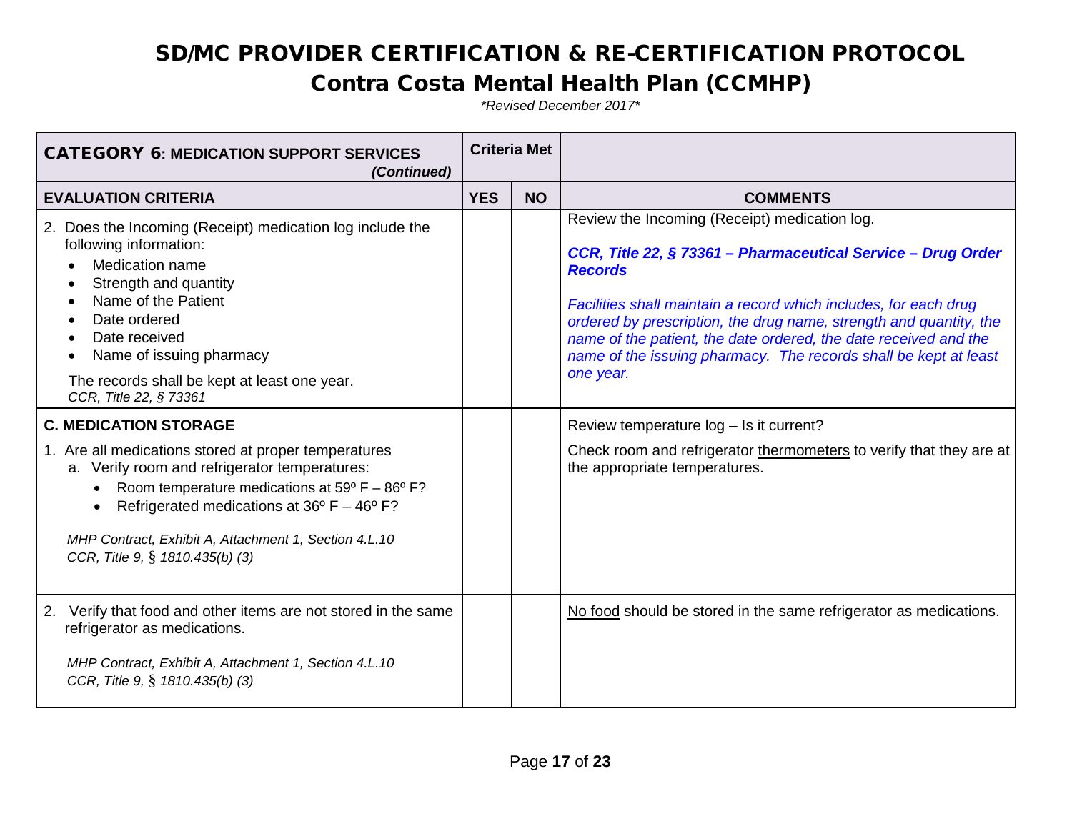# SD/MC PROVIDER CERTIFICATION & RE-CERTIFICATION PROTOCOL

## Contra Costa Mental Health Plan (CCMHP)

*\*Revised December 2017\**

| **CATEGORY 6: MEDICATION SUPPORT SERVICES** *(Continued)* | **Criteria Met** | | |
|---|---|---|---|
| **EVALUATION CRITERIA** | **YES** | **NO** | **COMMENTS** |
| 2. Does the Incoming (Receipt) medication log include the following information:<br>• Medication name<br>• Strength and quantity<br>• Name of the Patient<br>• Date ordered<br>• Date received<br>• Name of issuing pharmacy<br><br>The records shall be kept at least one year.<br>*CCR, Title 22, § 73361* | | | Review the Incoming (Receipt) medication log.<br><br>***CCR, Title 22, § 73361 – Pharmaceutical Service – Drug Order Records***<br><br>*Facilities shall maintain a record which includes, for each drug ordered by prescription, the drug name, strength and quantity, the name of the patient, the date ordered, the date received and the name of the issuing pharmacy. The records shall be kept at least one year.* |
| **C. MEDICATION STORAGE**<br><br>1. Are all medications stored at proper temperatures<br>a. Verify room and refrigerator temperatures:<br>• Room temperature medications at 59º F – 86º F?<br>• Refrigerated medications at 36º F – 46º F?<br><br>*MHP Contract, Exhibit A, Attachment 1, Section 4.L.10*<br>*CCR, Title 9, § 1810.435(b) (3)* | | | Review temperature log – Is it current?<br><br>Check room and refrigerator <u>thermometers</u> to verify that they are at the appropriate temperatures. |
| 2. Verify that food and other items are not stored in the same refrigerator as medications.<br><br>*MHP Contract, Exhibit A, Attachment 1, Section 4.L.10*<br>*CCR, Title 9, § 1810.435(b) (3)* | | | <u>No food</u> should be stored in the same refrigerator as medications. |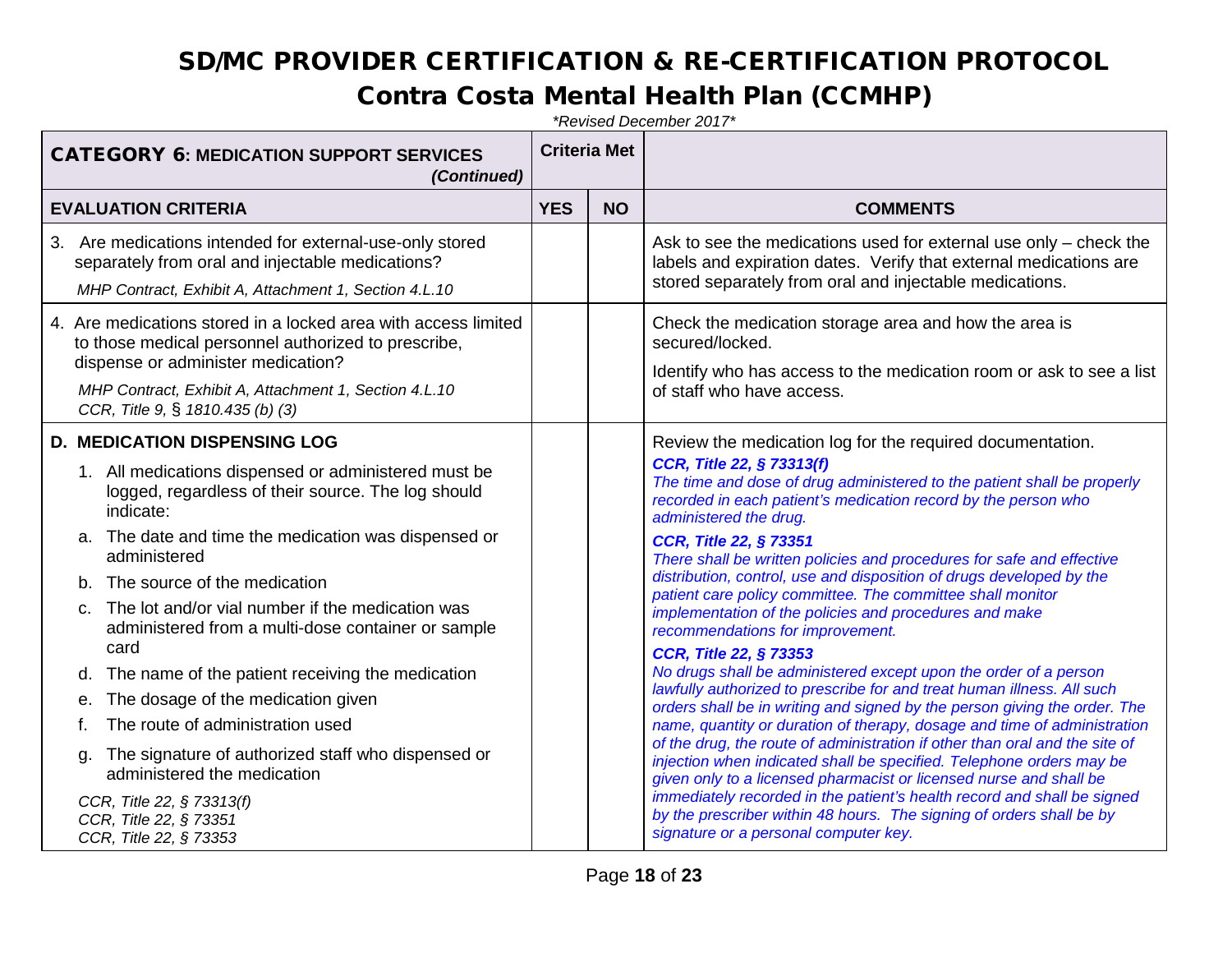# SD/MC PROVIDER CERTIFICATION & RE-CERTIFICATION PROTOCOL

## Contra Costa Mental Health Plan (CCMHP)

*\*Revised December 2017\**

| **CATEGORY 6: MEDICATION SUPPORT SERVICES** *(Continued)* | **Criteria Met** | | |
|---|---|---|---|
| **EVALUATION CRITERIA** | **YES** | **NO** | **COMMENTS** |
| 3. Are medications intended for external-use-only stored separately from oral and injectable medications?<br>*MHP Contract, Exhibit A, Attachment 1, Section 4.L.10* | | | Ask to see the medications used for external use only – check the labels and expiration dates. Verify that external medications are stored separately from oral and injectable medications. |
| 4. Are medications stored in a locked area with access limited to those medical personnel authorized to prescribe, dispense or administer medication?<br>*MHP Contract, Exhibit A, Attachment 1, Section 4.L.10*<br>*CCR, Title 9, § 1810.435 (b) (3)* | | | Check the medication storage area and how the area is secured/locked.<br>Identify who has access to the medication room or ask to see a list of staff who have access. |
| **D. MEDICATION DISPENSING LOG**<br>1. All medications dispensed or administered must be logged, regardless of their source. The log should indicate:<br>a. The date and time the medication was dispensed or administered<br>b. The source of the medication<br>c. The lot and/or vial number if the medication was administered from a multi-dose container or sample card<br>d. The name of the patient receiving the medication<br>e. The dosage of the medication given<br>f. The route of administration used<br>g. The signature of authorized staff who dispensed or administered the medication<br>*CCR, Title 22, § 73313(f)*<br>*CCR, Title 22, § 73351*<br>*CCR, Title 22, § 73353* | | | Review the medication log for the required documentation.<br>***CCR, Title 22, § 73313(f)***<br>*The time and dose of drug administered to the patient shall be properly recorded in each patient's medication record by the person who administered the drug.*<br>***CCR, Title 22, § 73351***<br>*There shall be written policies and procedures for safe and effective distribution, control, use and disposition of drugs developed by the patient care policy committee. The committee shall monitor implementation of the policies and procedures and make recommendations for improvement.*<br>***CCR, Title 22, § 73353***<br>*No drugs shall be administered except upon the order of a person lawfully authorized to prescribe for and treat human illness. All such orders shall be in writing and signed by the person giving the order. The name, quantity or duration of therapy, dosage and time of administration of the drug, the route of administration if other than oral and the site of injection when indicated shall be specified. Telephone orders may be given only to a licensed pharmacist or licensed nurse and shall be immediately recorded in the patient's health record and shall be signed by the prescriber within 48 hours. The signing of orders shall be by signature or a personal computer key.* |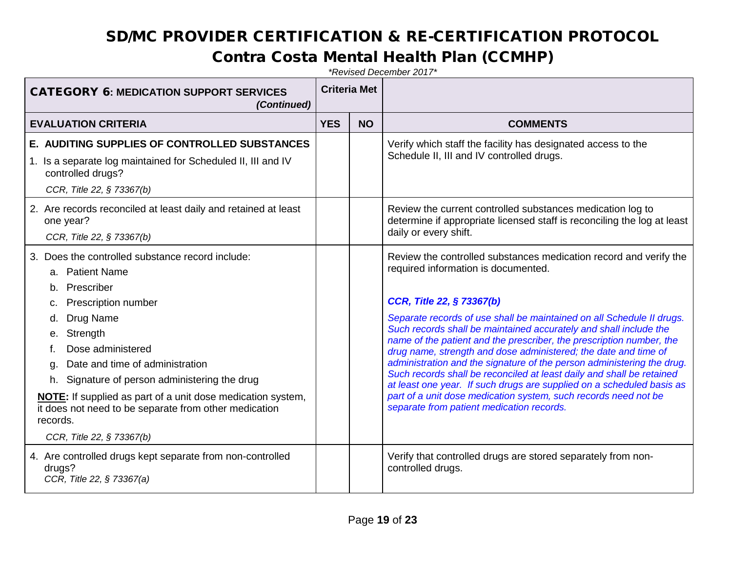# SD/MC PROVIDER CERTIFICATION & RE-CERTIFICATION PROTOCOL

## Contra Costa Mental Health Plan (CCMHP)

*\*Revised December 2017\**

| **CATEGORY 6: MEDICATION SUPPORT SERVICES** *(Continued)* | **Criteria Met** | | |
|---|---|---|---|
| **EVALUATION CRITERIA** | **YES** | **NO** | **COMMENTS** |
| **E. AUDITING SUPPLIES OF CONTROLLED SUBSTANCES**<br>1. Is a separate log maintained for Scheduled II, III and IV controlled drugs?<br>*CCR, Title 22, § 73367(b)* | | | Verify which staff the facility has designated access to the Schedule II, III and IV controlled drugs. |
| 2. Are records reconciled at least daily and retained at least one year?<br>*CCR, Title 22, § 73367(b)* | | | Review the current controlled substances medication log to determine if appropriate licensed staff is reconciling the log at least daily or every shift. |
| 3. Does the controlled substance record include:<br>a. Patient Name<br>b. Prescriber<br>c. Prescription number<br>d. Drug Name<br>e. Strength<br>f. Dose administered<br>g. Date and time of administration<br>h. Signature of person administering the drug<br>**NOTE:** If supplied as part of a unit dose medication system, it does not need to be separate from other medication records.<br>*CCR, Title 22, § 73367(b)* | | | Review the controlled substances medication record and verify the required information is documented.<br>***CCR, Title 22, § 73367(b)***<br>*Separate records of use shall be maintained on all Schedule II drugs. Such records shall be maintained accurately and shall include the name of the patient and the prescriber, the prescription number, the drug name, strength and dose administered; the date and time of administration and the signature of the person administering the drug. Such records shall be reconciled at least daily and shall be retained at least one year. If such drugs are supplied on a scheduled basis as part of a unit dose medication system, such records need not be separate from patient medication records.* |
| 4. Are controlled drugs kept separate from non-controlled drugs?<br>*CCR, Title 22, § 73367(a)* | | | Verify that controlled drugs are stored separately from non-controlled drugs. |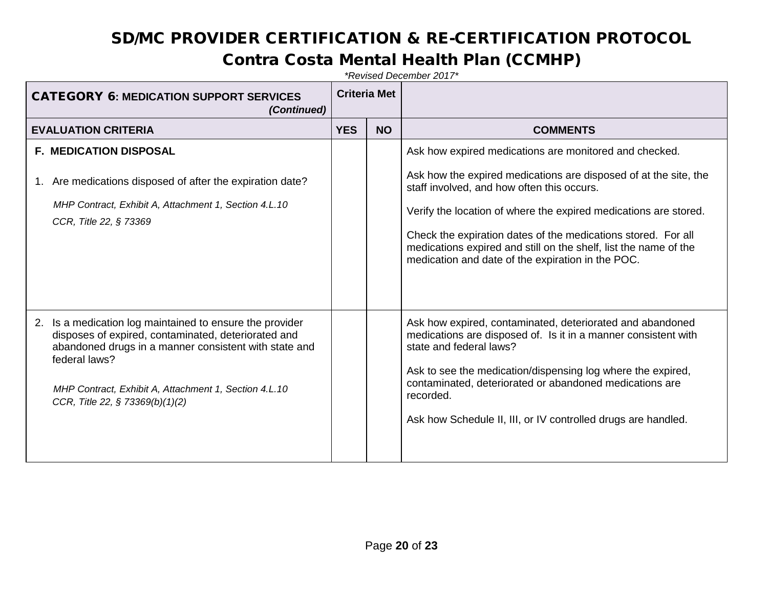# SD/MC PROVIDER CERTIFICATION & RE-CERTIFICATION PROTOCOL

## Contra Costa Mental Health Plan (CCMHP)

*\*Revised December 2017\**

| **CATEGORY 6: MEDICATION SUPPORT SERVICES** *(Continued)* | **Criteria Met** | | |
|---|---|---|---|
| **EVALUATION CRITERIA** | **YES** | **NO** | **COMMENTS** |
| **F. MEDICATION DISPOSAL**<br><br>1. Are medications disposed of after the expiration date?<br><br>*MHP Contract, Exhibit A, Attachment 1, Section 4.L.10*<br>*CCR, Title 22, § 73369* | | | Ask how expired medications are monitored and checked.<br><br>Ask how the expired medications are disposed of at the site, the staff involved, and how often this occurs.<br><br>Verify the location of where the expired medications are stored.<br><br>Check the expiration dates of the medications stored. For all medications expired and still on the shelf, list the name of the medication and date of the expiration in the POC. |
| 2. Is a medication log maintained to ensure the provider disposes of expired, contaminated, deteriorated and abandoned drugs in a manner consistent with state and federal laws?<br><br>*MHP Contract, Exhibit A, Attachment 1, Section 4.L.10*<br>*CCR, Title 22, § 73369(b)(1)(2)* | | | Ask how expired, contaminated, deteriorated and abandoned medications are disposed of. Is it in a manner consistent with state and federal laws?<br><br>Ask to see the medication/dispensing log where the expired, contaminated, deteriorated or abandoned medications are recorded.<br><br>Ask how Schedule II, III, or IV controlled drugs are handled. |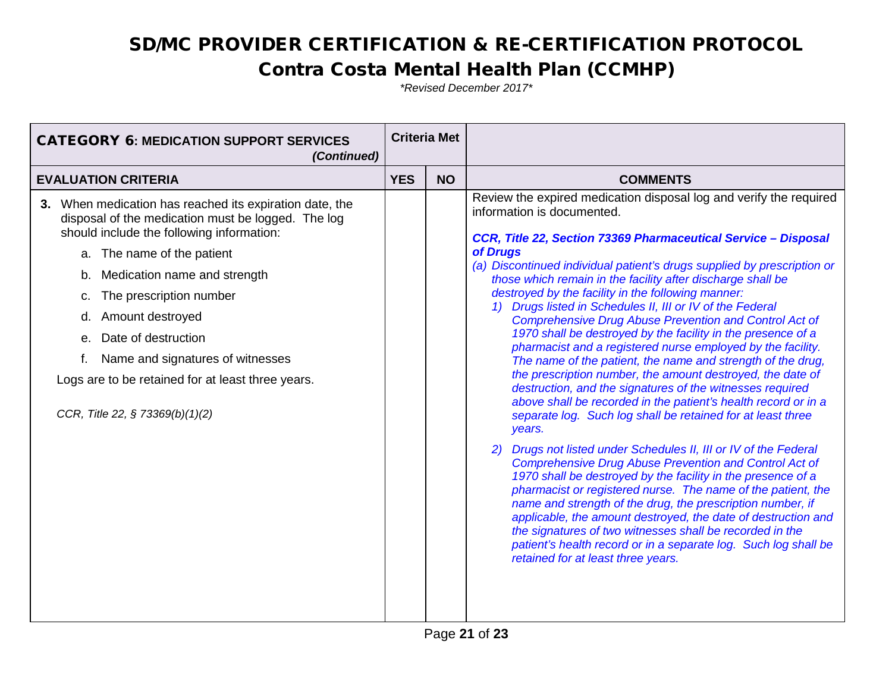# SD/MC PROVIDER CERTIFICATION & RE-CERTIFICATION PROTOCOL

## Contra Costa Mental Health Plan (CCMHP)

*\*Revised December 2017\**

| **CATEGORY 6: MEDICATION SUPPORT SERVICES** *(Continued)* | **Criteria Met** | | |
|---|---|---|---|
| **EVALUATION CRITERIA** | **YES** | **NO** | **COMMENTS** |
| **3.** When medication has reached its expiration date, the disposal of the medication must be logged. The log should include the following information:<br>a. The name of the patient<br>b. Medication name and strength<br>c. The prescription number<br>d. Amount destroyed<br>e. Date of destruction<br>f. Name and signatures of witnesses<br>Logs are to be retained for at least three years.<br><br>*CCR, Title 22, § 73369(b)(1)(2)* | | | Review the expired medication disposal log and verify the required information is documented.<br><br>***CCR, Title 22, Section 73369 Pharmaceutical Service – Disposal of Drugs***<br>*(a) Discontinued individual patient's drugs supplied by prescription or those which remain in the facility after discharge shall be destroyed by the facility in the following manner:*<br>*1) Drugs listed in Schedules II, III or IV of the Federal Comprehensive Drug Abuse Prevention and Control Act of 1970 shall be destroyed by the facility in the presence of a pharmacist and a registered nurse employed by the facility. The name of the patient, the name and strength of the drug, the prescription number, the amount destroyed, the date of destruction, and the signatures of the witnesses required above shall be recorded in the patient's health record or in a separate log. Such log shall be retained for at least three years.*<br><br>*2) Drugs not listed under Schedules II, III or IV of the Federal Comprehensive Drug Abuse Prevention and Control Act of 1970 shall be destroyed by the facility in the presence of a pharmacist or registered nurse. The name of the patient, the name and strength of the drug, the prescription number, if applicable, the amount destroyed, the date of destruction and the signatures of two witnesses shall be recorded in the patient's health record or in a separate log. Such log shall be retained for at least three years.* |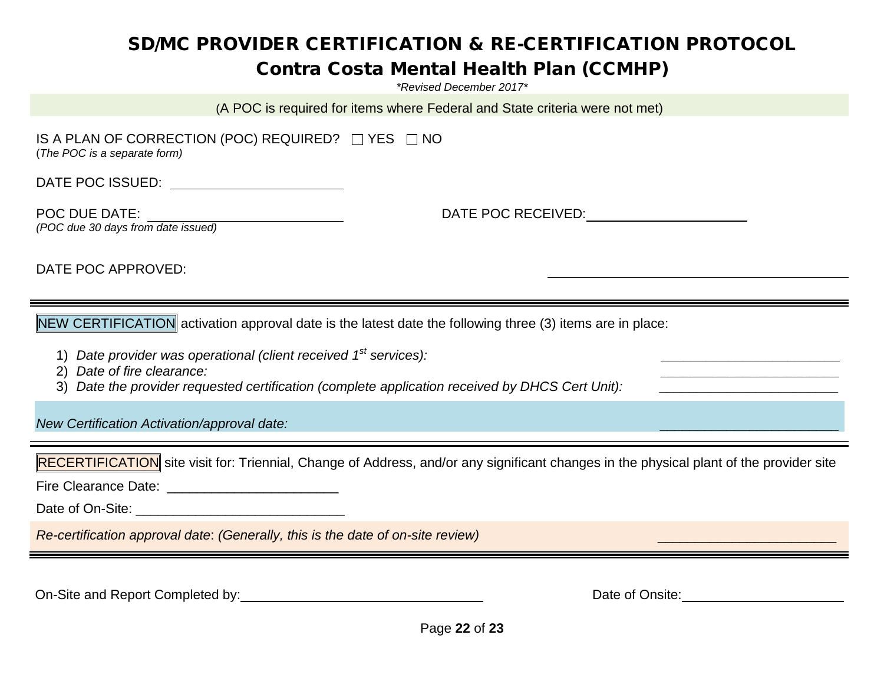# SD/MC PROVIDER CERTIFICATION & RE-CERTIFICATION PROTOCOL

## Contra Costa Mental Health Plan (CCMHP)

*\*Revised December 2017\**

(A POC is required for items where Federal and State criteria were not met)

IS A PLAN OF CORRECTION (POC) REQUIRED? ☐ YES ☐ NO
(*The POC is a separate form)*

DATE POC ISSUED: ________________________

POC DUE DATE: ________________________ DATE POC RECEIVED: ________________________
*(POC due 30 days from date issued)*

DATE POC APPROVED: ________________________

---

NEW CERTIFICATION activation approval date is the latest date the following three (3) items are in place:

1) *Date provider was operational (client received 1st services):* ________________________
2) *Date of fire clearance:* ________________________
3) *Date the provider requested certification (complete application received by DHCS Cert Unit):* ________________________

*New Certification Activation/approval date:* ________________________

---

RECERTIFICATION site visit for: Triennial, Change of Address, and/or any significant changes in the physical plant of the provider site

Fire Clearance Date: ______________________

Date of On-Site: ____________________________

*Re-certification approval date*: *(Generally, this is the date of on-site review)* ________________________

---

On-Site and Report Completed by: ________________________ Date of Onsite: ________________________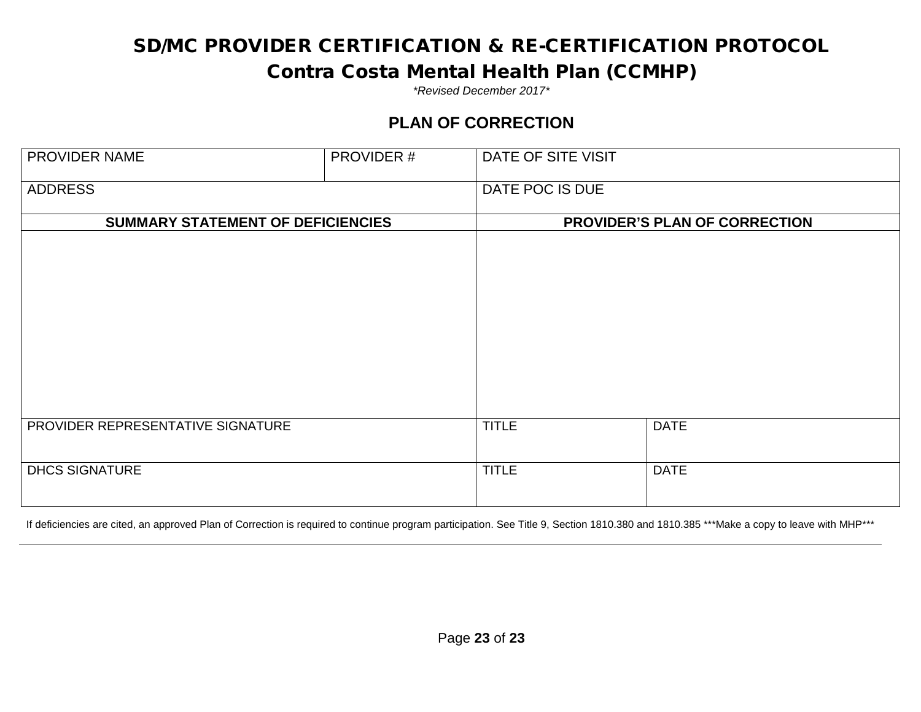# SD/MC PROVIDER CERTIFICATION & RE-CERTIFICATION PROTOCOL

## Contra Costa Mental Health Plan (CCMHP)

*\*Revised December 2017\**

### PLAN OF CORRECTION

| PROVIDER NAME | PROVIDER # | DATE OF SITE VISIT | |
|---|---|---|---|
| ADDRESS | | DATE POC IS DUE | |
| **SUMMARY STATEMENT OF DEFICIENCIES** | | **PROVIDER'S PLAN OF CORRECTION** | |
| | | | |
| PROVIDER REPRESENTATIVE SIGNATURE | | TITLE | DATE |
| DHCS SIGNATURE | | TITLE | DATE |

If deficiencies are cited, an approved Plan of Correction is required to continue program participation. See Title 9, Section 1810.380 and 1810.385 ***Make a copy to leave with MHP***